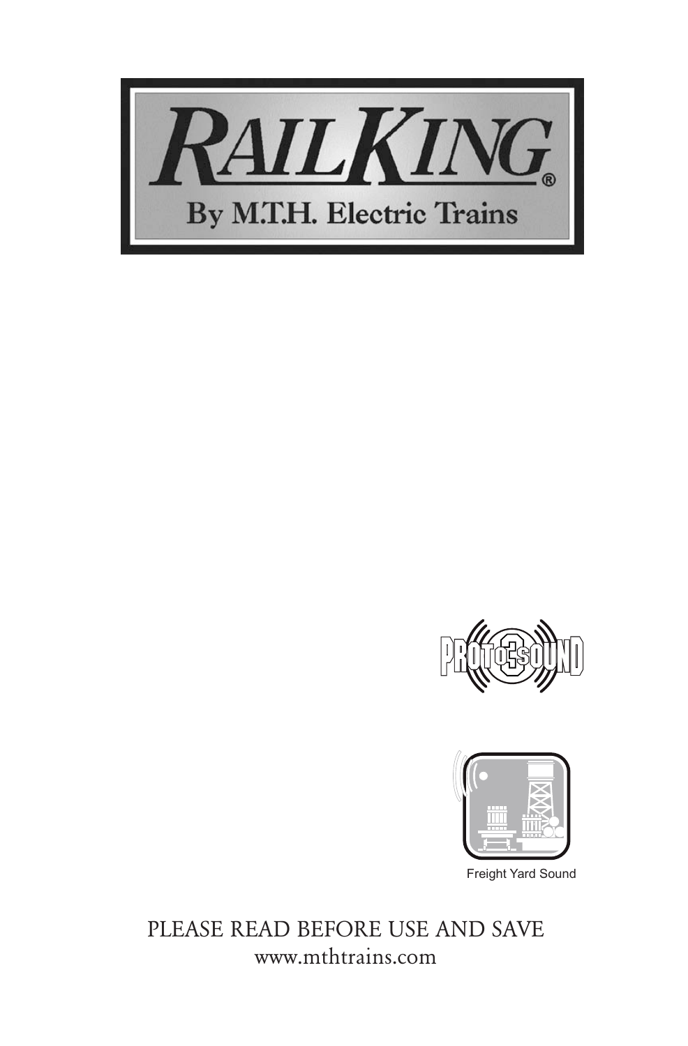# RailKing®

By M.T.H. Electric Trains

Proto-Sound 3

Freight Yard Sound

PLEASE READ BEFORE USE AND SAVE

www.mthtrains.com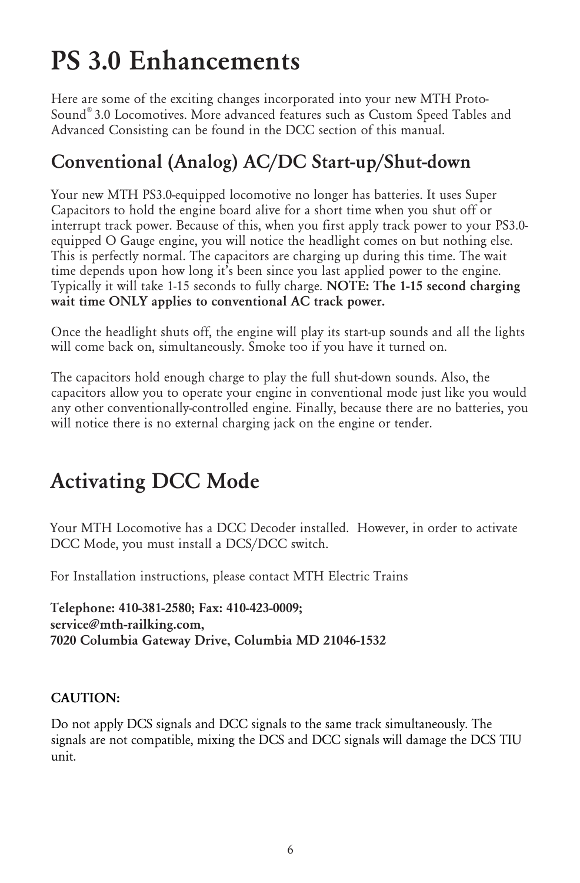# PS 3.0 Enhancements

Here are some of the exciting changes incorporated into your new MTH Proto-Sound® 3.0 Locomotives. More advanced features such as Custom Speed Tables and Advanced Consisting can be found in the DCC section of this manual.

## Conventional (Analog) AC/DC Start-up/Shut-down

Your new MTH PS3.0-equipped locomotive no longer has batteries. It uses Super Capacitors to hold the engine board alive for a short time when you shut off or interrupt track power. Because of this, when you first apply track power to your PS3.0-equipped O Gauge engine, you will notice the headlight comes on but nothing else. This is perfectly normal. The capacitors are charging up during this time. The wait time depends upon how long it's been since you last applied power to the engine. Typically it will take 1-15 seconds to fully charge. **NOTE: The 1-15 second charging wait time ONLY applies to conventional AC track power.**

Once the headlight shuts off, the engine will play its start-up sounds and all the lights will come back on, simultaneously. Smoke too if you have it turned on.

The capacitors hold enough charge to play the full shut-down sounds. Also, the capacitors allow you to operate your engine in conventional mode just like you would any other conventionally-controlled engine. Finally, because there are no batteries, you will notice there is no external charging jack on the engine or tender.

# Activating DCC Mode

Your MTH Locomotive has a DCC Decoder installed. However, in order to activate DCC Mode, you must install a DCS/DCC switch.

For Installation instructions, please contact MTH Electric Trains

**Telephone: 410-381-2580; Fax: 410-423-0009;**
**service@mth-railking.com,**
**7020 Columbia Gateway Drive, Columbia MD 21046-1532**

**CAUTION:**

Do not apply DCS signals and DCC signals to the same track simultaneously. The signals are not compatible, mixing the DCS and DCC signals will damage the DCS TIU unit.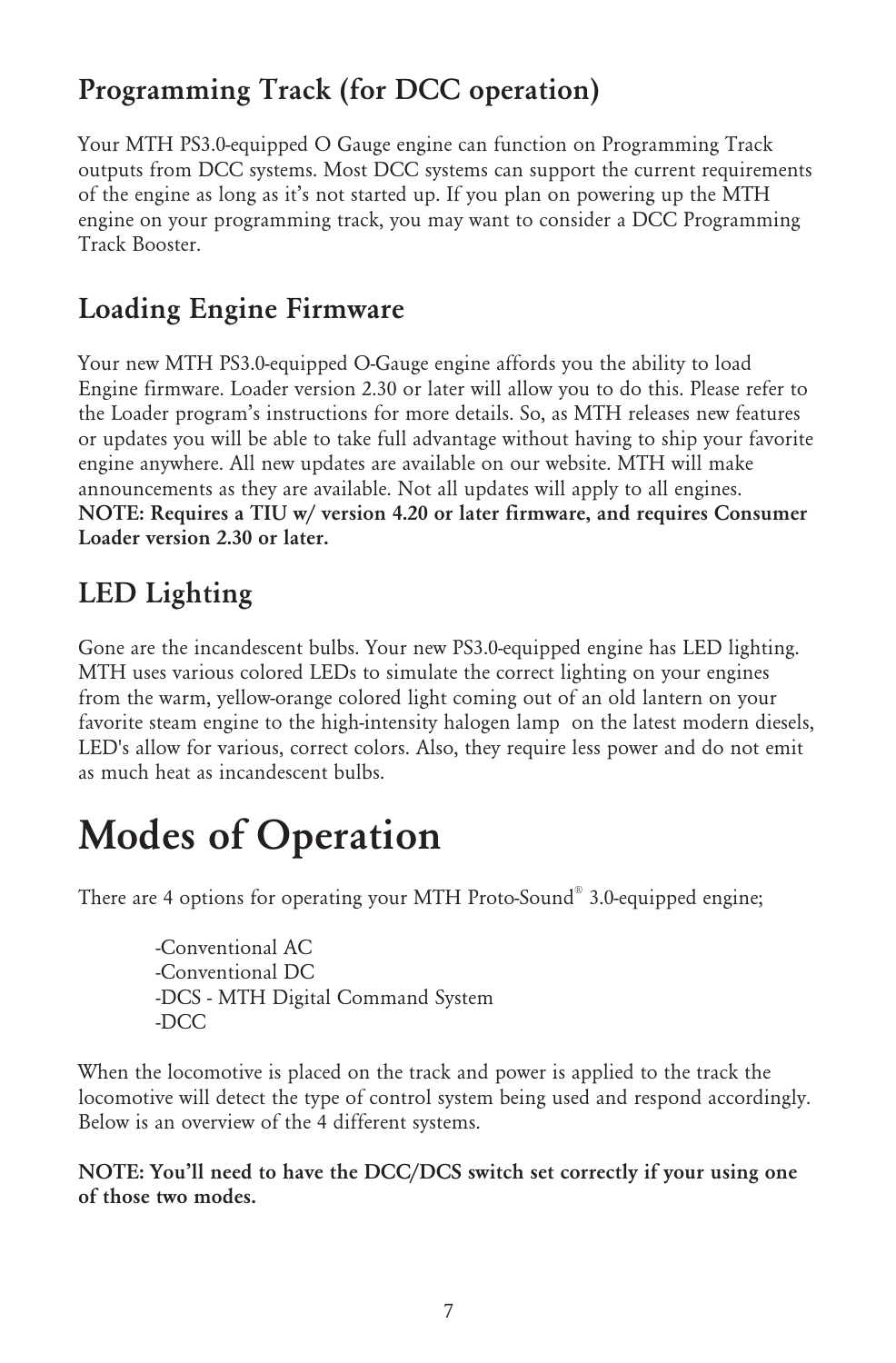## Programming Track (for DCC operation)

Your MTH PS3.0-equipped O Gauge engine can function on Programming Track outputs from DCC systems. Most DCC systems can support the current requirements of the engine as long as it's not started up. If you plan on powering up the MTH engine on your programming track, you may want to consider a DCC Programming Track Booster.

## Loading Engine Firmware

Your new MTH PS3.0-equipped O-Gauge engine affords you the ability to load Engine firmware. Loader version 2.30 or later will allow you to do this. Please refer to the Loader program's instructions for more details. So, as MTH releases new features or updates you will be able to take full advantage without having to ship your favorite engine anywhere. All new updates are available on our website. MTH will make announcements as they are available. Not all updates will apply to all engines.
**NOTE: Requires a TIU w/ version 4.20 or later firmware, and requires Consumer Loader version 2.30 or later.**

## LED Lighting

Gone are the incandescent bulbs. Your new PS3.0-equipped engine has LED lighting. MTH uses various colored LEDs to simulate the correct lighting on your engines from the warm, yellow-orange colored light coming out of an old lantern on your favorite steam engine to the high-intensity halogen lamp on the latest modern diesels, LED's allow for various, correct colors. Also, they require less power and do not emit as much heat as incandescent bulbs.

# Modes of Operation

There are 4 options for operating your MTH Proto-Sound® 3.0-equipped engine;

-Conventional AC
-Conventional DC
-DCS - MTH Digital Command System
-DCC

When the locomotive is placed on the track and power is applied to the track the locomotive will detect the type of control system being used and respond accordingly. Below is an overview of the 4 different systems.

**NOTE: You'll need to have the DCC/DCS switch set correctly if your using one of those two modes.**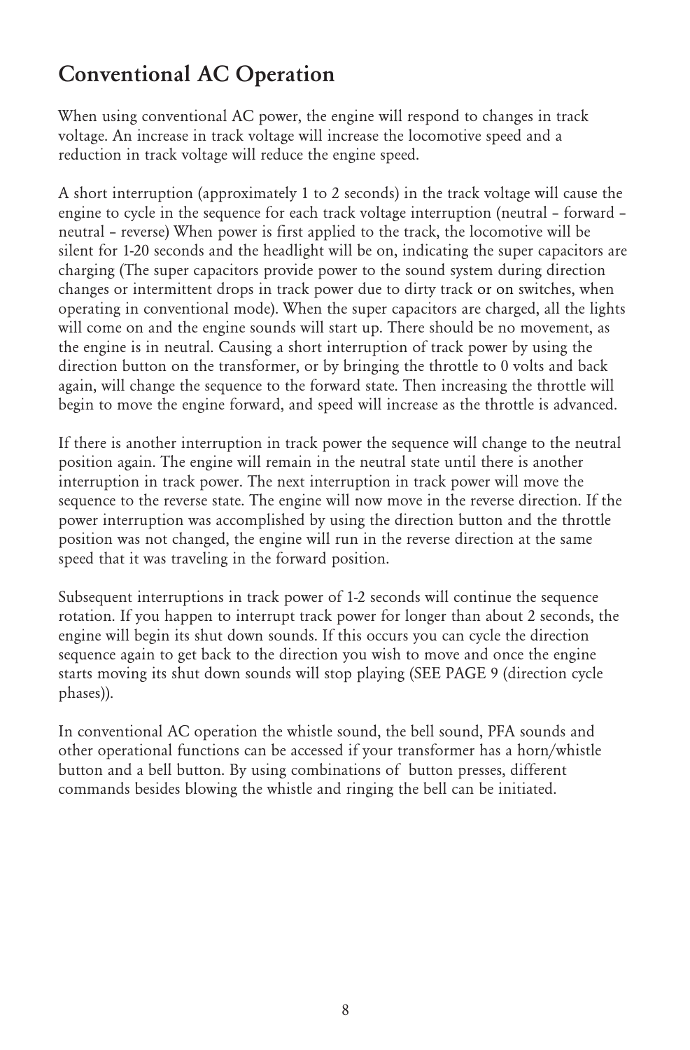# Conventional AC Operation

When using conventional AC power, the engine will respond to changes in track voltage. An increase in track voltage will increase the locomotive speed and a reduction in track voltage will reduce the engine speed.

A short interruption (approximately 1 to 2 seconds) in the track voltage will cause the engine to cycle in the sequence for each track voltage interruption (neutral – forward – neutral – reverse) When power is first applied to the track, the locomotive will be silent for 1-20 seconds and the headlight will be on, indicating the super capacitors are charging (The super capacitors provide power to the sound system during direction changes or intermittent drops in track power due to dirty track or on switches, when operating in conventional mode). When the super capacitors are charged, all the lights will come on and the engine sounds will start up. There should be no movement, as the engine is in neutral. Causing a short interruption of track power by using the direction button on the transformer, or by bringing the throttle to 0 volts and back again, will change the sequence to the forward state. Then increasing the throttle will begin to move the engine forward, and speed will increase as the throttle is advanced.

If there is another interruption in track power the sequence will change to the neutral position again. The engine will remain in the neutral state until there is another interruption in track power. The next interruption in track power will move the sequence to the reverse state. The engine will now move in the reverse direction. If the power interruption was accomplished by using the direction button and the throttle position was not changed, the engine will run in the reverse direction at the same speed that it was traveling in the forward position.

Subsequent interruptions in track power of 1-2 seconds will continue the sequence rotation. If you happen to interrupt track power for longer than about 2 seconds, the engine will begin its shut down sounds. If this occurs you can cycle the direction sequence again to get back to the direction you wish to move and once the engine starts moving its shut down sounds will stop playing (SEE PAGE 9 (direction cycle phases)).

In conventional AC operation the whistle sound, the bell sound, PFA sounds and other operational functions can be accessed if your transformer has a horn/whistle button and a bell button. By using combinations of button presses, different commands besides blowing the whistle and ringing the bell can be initiated.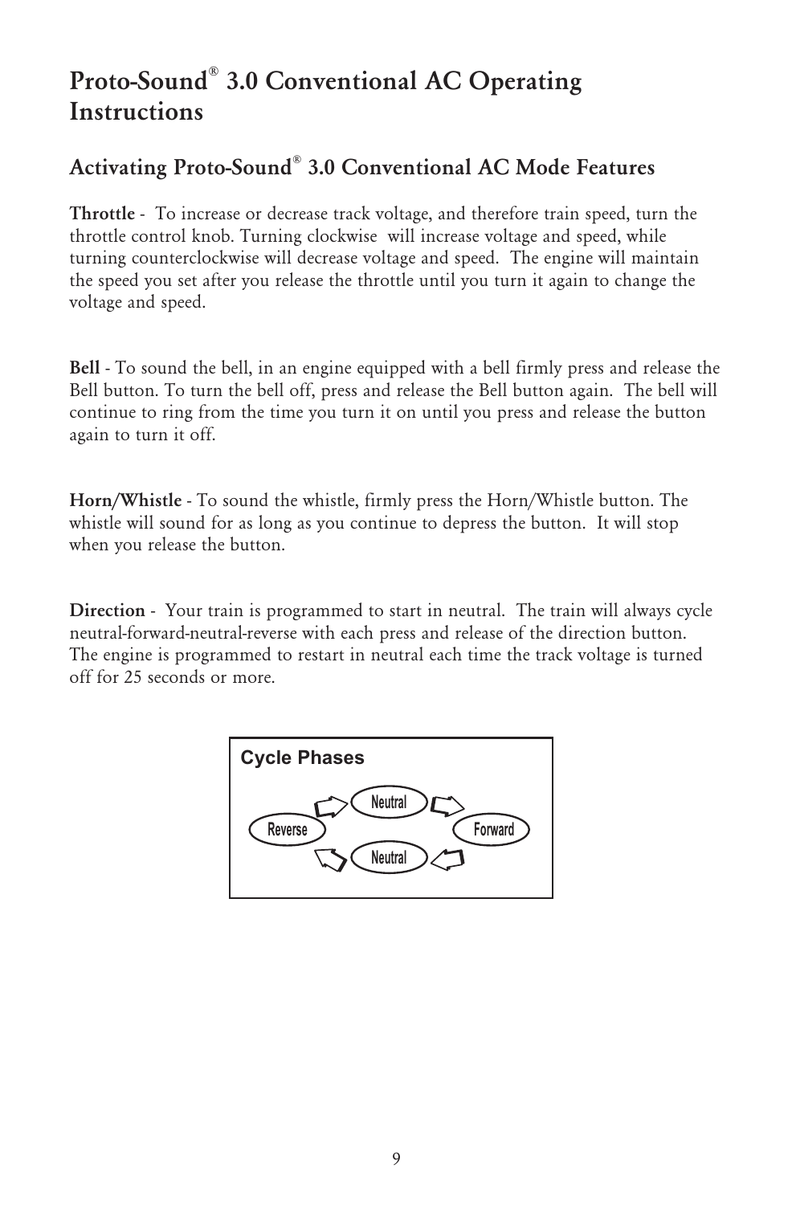# Proto-Sound® 3.0 Conventional AC Operating Instructions

## Activating Proto-Sound® 3.0 Conventional AC Mode Features

**Throttle** - To increase or decrease track voltage, and therefore train speed, turn the throttle control knob. Turning clockwise will increase voltage and speed, while turning counterclockwise will decrease voltage and speed. The engine will maintain the speed you set after you release the throttle until you turn it again to change the voltage and speed.

**Bell** - To sound the bell, in an engine equipped with a bell firmly press and release the Bell button. To turn the bell off, press and release the Bell button again. The bell will continue to ring from the time you turn it on until you press and release the button again to turn it off.

**Horn/Whistle** - To sound the whistle, firmly press the Horn/Whistle button. The whistle will sound for as long as you continue to depress the button. It will stop when you release the button.

**Direction** - Your train is programmed to start in neutral. The train will always cycle neutral-forward-neutral-reverse with each press and release of the direction button. The engine is programmed to restart in neutral each time the track voltage is turned off for 25 seconds or more.

**Cycle Phases**

Neutral → Forward → Neutral → Reverse → Neutral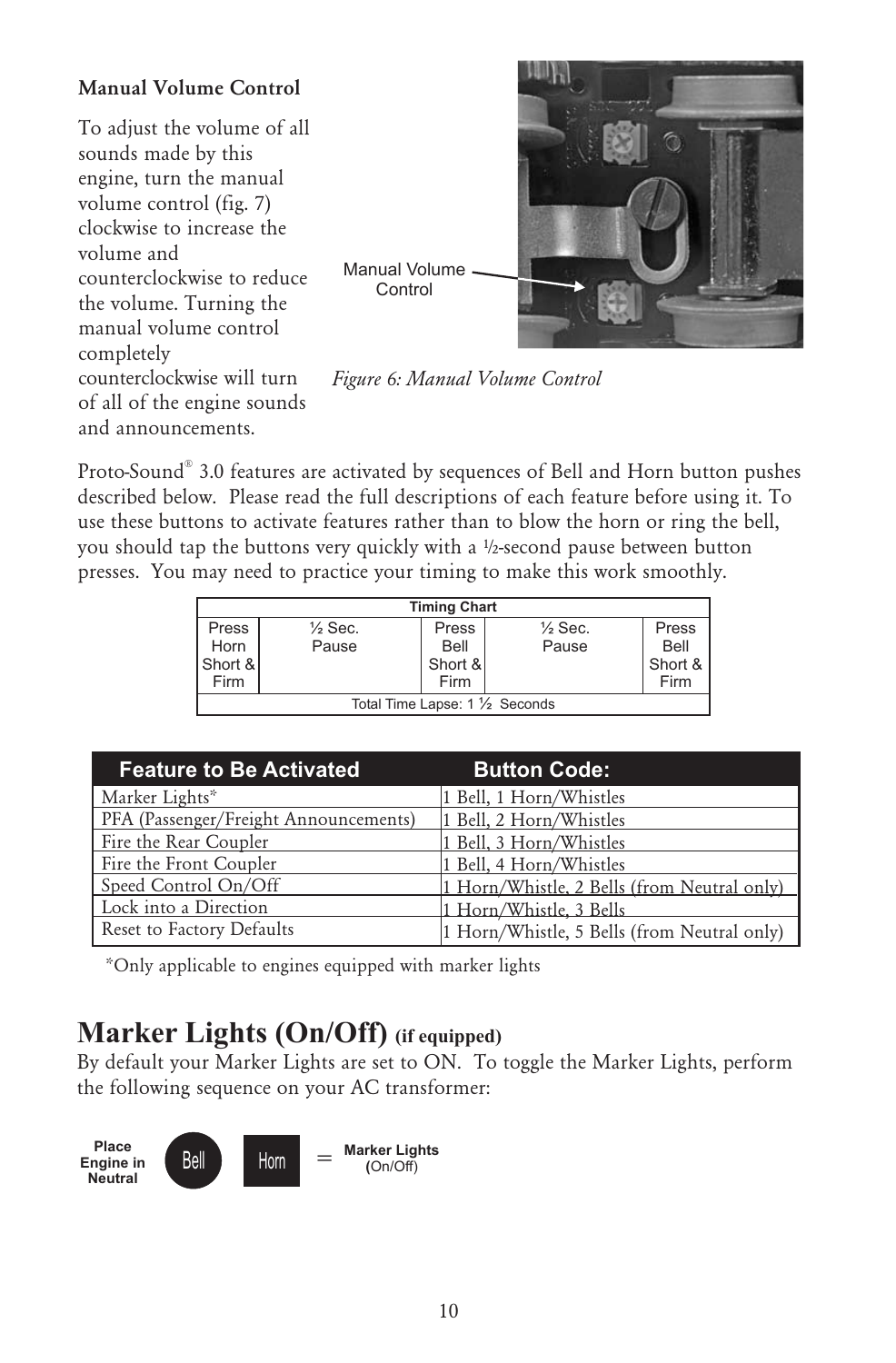### Manual Volume Control

To adjust the volume of all sounds made by this engine, turn the manual volume control (fig. 7) clockwise to increase the volume and counterclockwise to reduce the volume. Turning the manual volume control completely counterclockwise will turn of all of the engine sounds and announcements.

Manual Volume Control

*Figure 6: Manual Volume Control*

Proto-Sound® 3.0 features are activated by sequences of Bell and Horn button pushes described below. Please read the full descriptions of each feature before using it. To use these buttons to activate features rather than to blow the horn or ring the bell, you should tap the buttons very quickly with a ½-second pause between button presses. You may need to practice your timing to make this work smoothly.

| Timing Chart | | | | |
|---|---|---|---|---|
| Press Horn Short & Firm | ½ Sec. Pause | Press Bell Short & Firm | ½ Sec. Pause | Press Bell Short & Firm |
| Total Time Lapse: 1 ½ Seconds | | | | |

| Feature to Be Activated | Button Code: |
|---|---|
| Marker Lights* | 1 Bell, 1 Horn/Whistles |
| PFA (Passenger/Freight Announcements) | 1 Bell, 2 Horn/Whistles |
| Fire the Rear Coupler | 1 Bell, 3 Horn/Whistles |
| Fire the Front Coupler | 1 Bell, 4 Horn/Whistles |
| Speed Control On/Off | 1 Horn/Whistle, 2 Bells (from Neutral only) |
| Lock into a Direction | 1 Horn/Whistle, 3 Bells |
| Reset to Factory Defaults | 1 Horn/Whistle, 5 Bells (from Neutral only) |

*Only applicable to engines equipped with marker lights

# Marker Lights (On/Off) (if equipped)

By default your Marker Lights are set to ON. To toggle the Marker Lights, perform the following sequence on your AC transformer:

Place Engine in Neutral — Bell — Horn = Marker Lights (On/Off)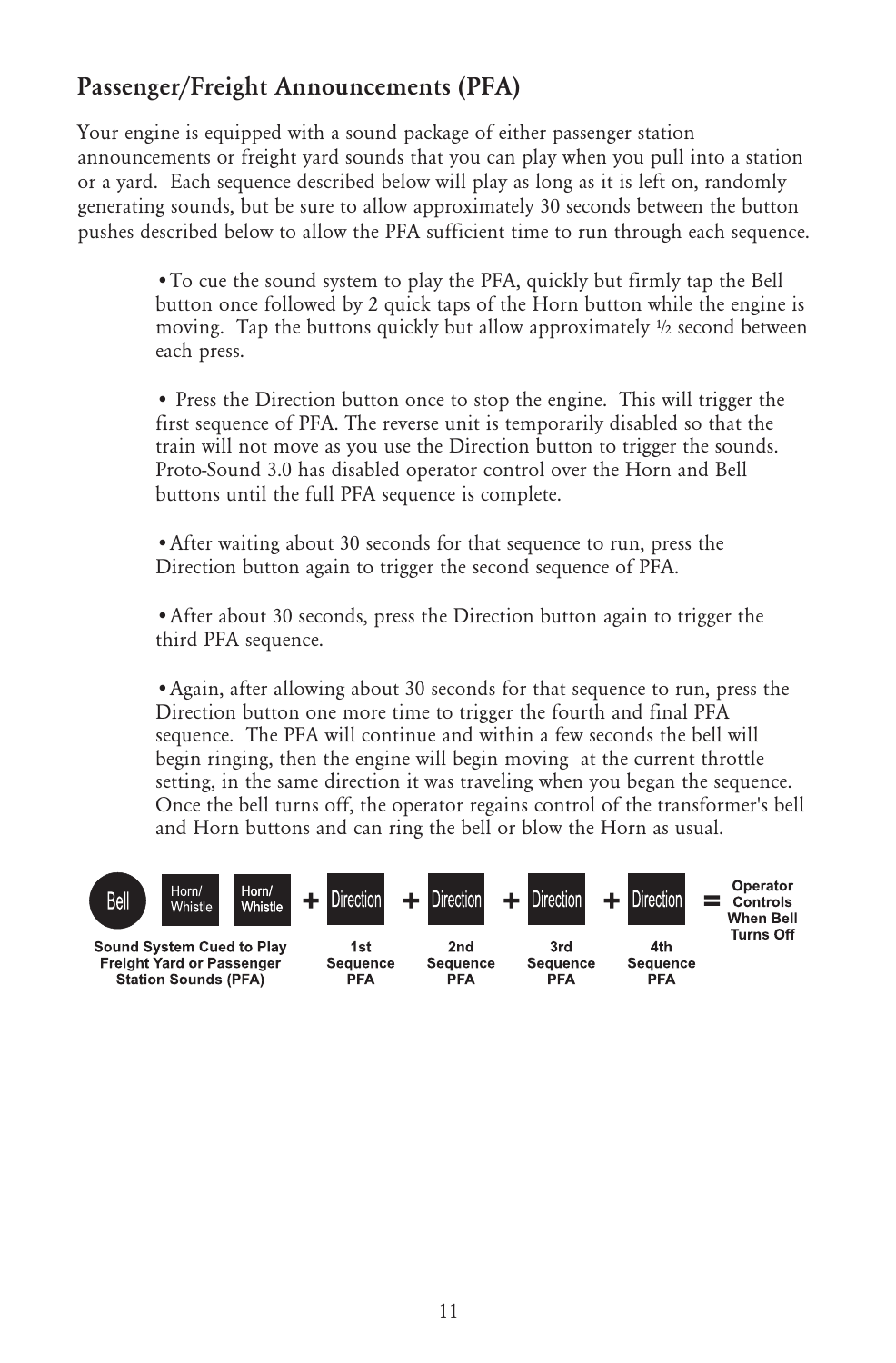## Passenger/Freight Announcements (PFA)

Your engine is equipped with a sound package of either passenger station announcements or freight yard sounds that you can play when you pull into a station or a yard. Each sequence described below will play as long as it is left on, randomly generating sounds, but be sure to allow approximately 30 seconds between the button pushes described below to allow the PFA sufficient time to run through each sequence.

- To cue the sound system to play the PFA, quickly but firmly tap the Bell button once followed by 2 quick taps of the Horn button while the engine is moving. Tap the buttons quickly but allow approximately ½ second between each press.

- Press the Direction button once to stop the engine. This will trigger the first sequence of PFA. The reverse unit is temporarily disabled so that the train will not move as you use the Direction button to trigger the sounds. Proto-Sound 3.0 has disabled operator control over the Horn and Bell buttons until the full PFA sequence is complete.

- After waiting about 30 seconds for that sequence to run, press the Direction button again to trigger the second sequence of PFA.

- After about 30 seconds, press the Direction button again to trigger the third PFA sequence.

- Again, after allowing about 30 seconds for that sequence to run, press the Direction button one more time to trigger the fourth and final PFA sequence. The PFA will continue and within a few seconds the bell will begin ringing, then the engine will begin moving at the current throttle setting, in the same direction it was traveling when you began the sequence. Once the bell turns off, the operator regains control of the transformer's bell and Horn buttons and can ring the bell or blow the Horn as usual.

Bell | Horn/Whistle | Horn/Whistle + Direction + Direction + Direction + Direction = Operator Controls When Bell Turns Off

| Bell, Horn/Whistle, Horn/Whistle | Direction | Direction | Direction | Direction | |
|---|---|---|---|---|---|
| Sound System Cued to Play Freight Yard or Passenger Station Sounds (PFA) | 1st Sequence PFA | 2nd Sequence PFA | 3rd Sequence PFA | 4th Sequence PFA | Operator Controls When Bell Turns Off |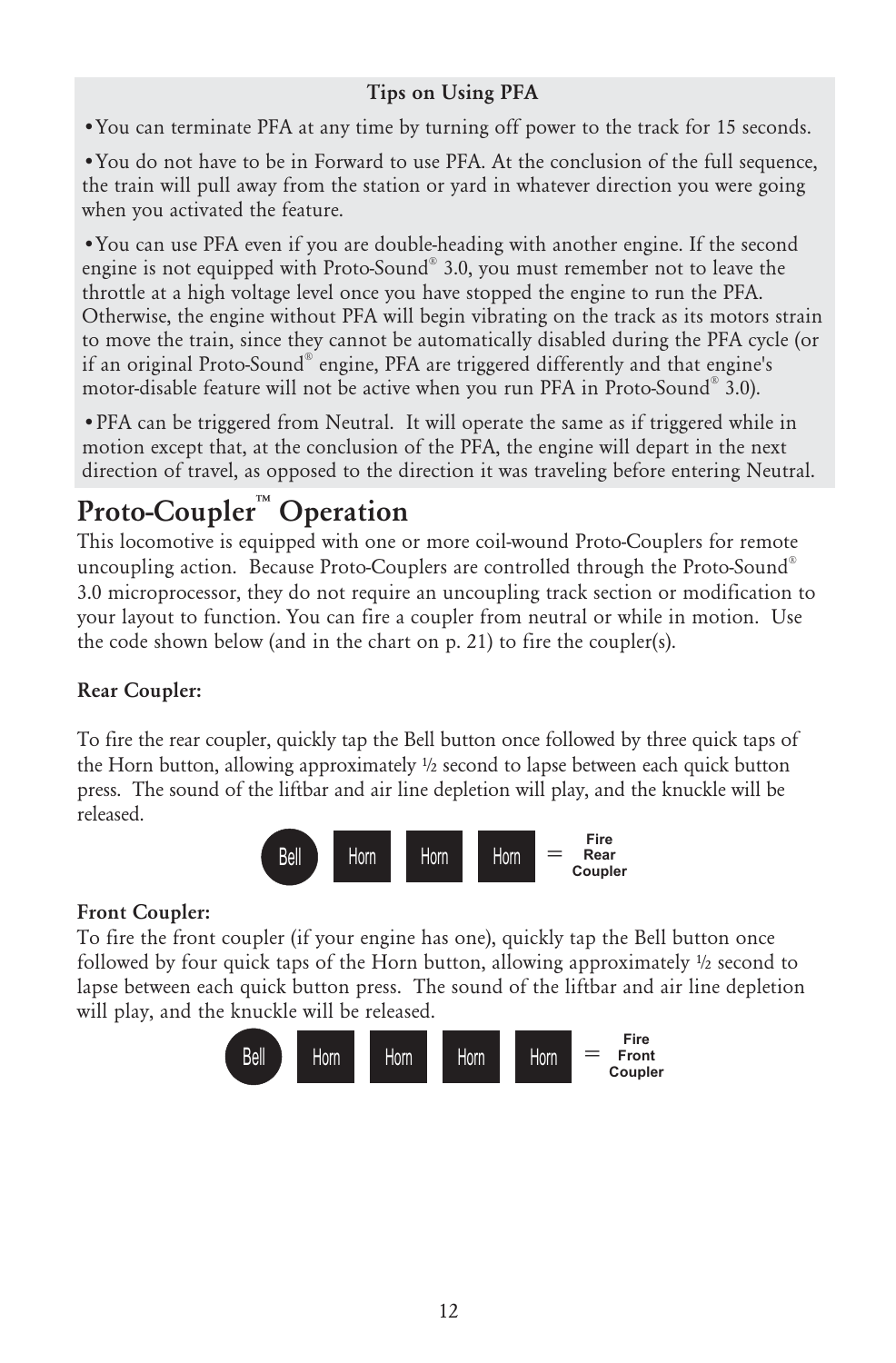**Tips on Using PFA**

- You can terminate PFA at any time by turning off power to the track for 15 seconds.
- You do not have to be in Forward to use PFA. At the conclusion of the full sequence, the train will pull away from the station or yard in whatever direction you were going when you activated the feature.
- You can use PFA even if you are double-heading with another engine. If the second engine is not equipped with Proto-Sound® 3.0, you must remember not to leave the throttle at a high voltage level once you have stopped the engine to run the PFA. Otherwise, the engine without PFA will begin vibrating on the track as its motors strain to move the train, since they cannot be automatically disabled during the PFA cycle (or if an original Proto-Sound® engine, PFA are triggered differently and that engine's motor-disable feature will not be active when you run PFA in Proto-Sound® 3.0).
- PFA can be triggered from Neutral. It will operate the same as if triggered while in motion except that, at the conclusion of the PFA, the engine will depart in the next direction of travel, as opposed to the direction it was traveling before entering Neutral.

# Proto-Coupler™ Operation

This locomotive is equipped with one or more coil-wound Proto-Couplers for remote uncoupling action. Because Proto-Couplers are controlled through the Proto-Sound® 3.0 microprocessor, they do not require an uncoupling track section or modification to your layout to function. You can fire a coupler from neutral or while in motion. Use the code shown below (and in the chart on p. 21) to fire the coupler(s).

**Rear Coupler:**

To fire the rear coupler, quickly tap the Bell button once followed by three quick taps of the Horn button, allowing approximately ½ second to lapse between each quick button press. The sound of the liftbar and air line depletion will play, and the knuckle will be released.

Bell Horn Horn Horn = Fire Rear Coupler

**Front Coupler:**

To fire the front coupler (if your engine has one), quickly tap the Bell button once followed by four quick taps of the Horn button, allowing approximately ½ second to lapse between each quick button press. The sound of the liftbar and air line depletion will play, and the knuckle will be released.

Bell Horn Horn Horn Horn = Fire Front Coupler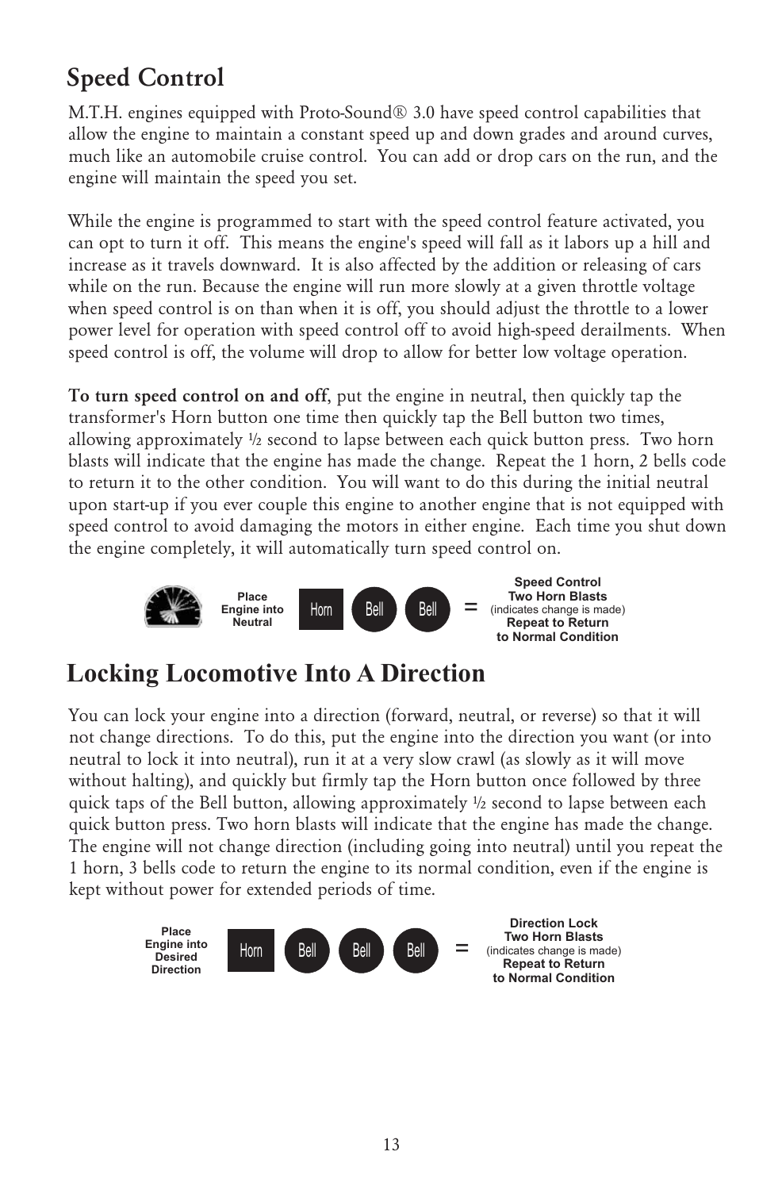## Speed Control

M.T.H. engines equipped with Proto-Sound® 3.0 have speed control capabilities that allow the engine to maintain a constant speed up and down grades and around curves, much like an automobile cruise control. You can add or drop cars on the run, and the engine will maintain the speed you set.

While the engine is programmed to start with the speed control feature activated, you can opt to turn it off. This means the engine's speed will fall as it labors up a hill and increase as it travels downward. It is also affected by the addition or releasing of cars while on the run. Because the engine will run more slowly at a given throttle voltage when speed control is on than when it is off, you should adjust the throttle to a lower power level for operation with speed control off to avoid high-speed derailments. When speed control is off, the volume will drop to allow for better low voltage operation.

**To turn speed control on and off**, put the engine in neutral, then quickly tap the transformer's Horn button one time then quickly tap the Bell button two times, allowing approximately ½ second to lapse between each quick button press. Two horn blasts will indicate that the engine has made the change. Repeat the 1 horn, 2 bells code to return it to the other condition. You will want to do this during the initial neutral upon start-up if you ever couple this engine to another engine that is not equipped with speed control to avoid damaging the motors in either engine. Each time you shut down the engine completely, it will automatically turn speed control on.

**Place Engine into Neutral** — Horn — Bell — Bell = **Speed Control Two Horn Blasts** (indicates change is made) **Repeat to Return to Normal Condition**

## Locking Locomotive Into A Direction

You can lock your engine into a direction (forward, neutral, or reverse) so that it will not change directions. To do this, put the engine into the direction you want (or into neutral to lock it into neutral), run it at a very slow crawl (as slowly as it will move without halting), and quickly but firmly tap the Horn button once followed by three quick taps of the Bell button, allowing approximately ½ second to lapse between each quick button press. Two horn blasts will indicate that the engine has made the change. The engine will not change direction (including going into neutral) until you repeat the 1 horn, 3 bells code to return the engine to its normal condition, even if the engine is kept without power for extended periods of time.

**Place Engine into Desired Direction** — Horn — Bell — Bell — Bell = **Direction Lock Two Horn Blasts** (indicates change is made) **Repeat to Return to Normal Condition**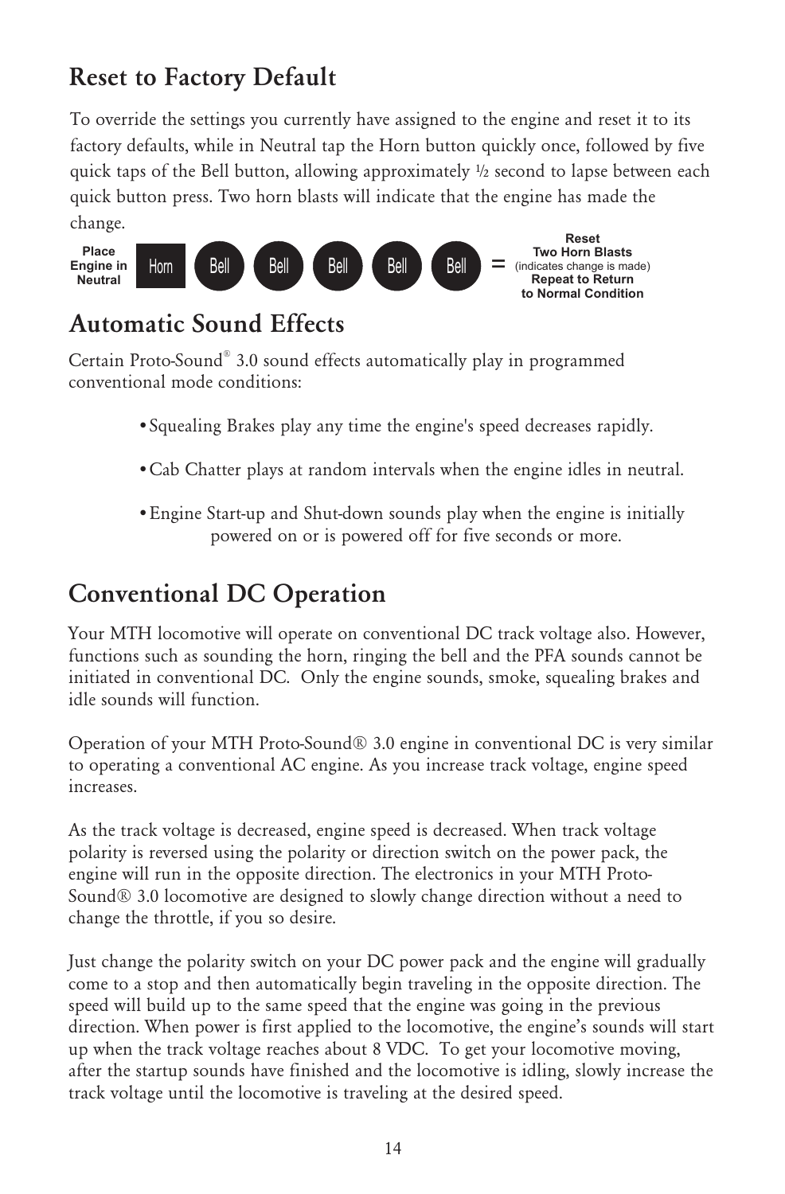## Reset to Factory Default

To override the settings you currently have assigned to the engine and reset it to its factory defaults, while in Neutral tap the Horn button quickly once, followed by five quick taps of the Bell button, allowing approximately ½ second to lapse between each quick button press. Two horn blasts will indicate that the engine has made the change.

**Place Engine in Neutral** — Horn — Bell — Bell — Bell — Bell — Bell = **Reset Two Horn Blasts** (indicates change is made) **Repeat to Return to Normal Condition**

## Automatic Sound Effects

Certain Proto-Sound® 3.0 sound effects automatically play in programmed conventional mode conditions:

- Squealing Brakes play any time the engine's speed decreases rapidly.
- Cab Chatter plays at random intervals when the engine idles in neutral.
- Engine Start-up and Shut-down sounds play when the engine is initially powered on or is powered off for five seconds or more.

## Conventional DC Operation

Your MTH locomotive will operate on conventional DC track voltage also. However, functions such as sounding the horn, ringing the bell and the PFA sounds cannot be initiated in conventional DC. Only the engine sounds, smoke, squealing brakes and idle sounds will function.

Operation of your MTH Proto-Sound® 3.0 engine in conventional DC is very similar to operating a conventional AC engine. As you increase track voltage, engine speed increases.

As the track voltage is decreased, engine speed is decreased. When track voltage polarity is reversed using the polarity or direction switch on the power pack, the engine will run in the opposite direction. The electronics in your MTH Proto-Sound® 3.0 locomotive are designed to slowly change direction without a need to change the throttle, if you so desire.

Just change the polarity switch on your DC power pack and the engine will gradually come to a stop and then automatically begin traveling in the opposite direction. The speed will build up to the same speed that the engine was going in the previous direction. When power is first applied to the locomotive, the engine's sounds will start up when the track voltage reaches about 8 VDC. To get your locomotive moving, after the startup sounds have finished and the locomotive is idling, slowly increase the track voltage until the locomotive is traveling at the desired speed.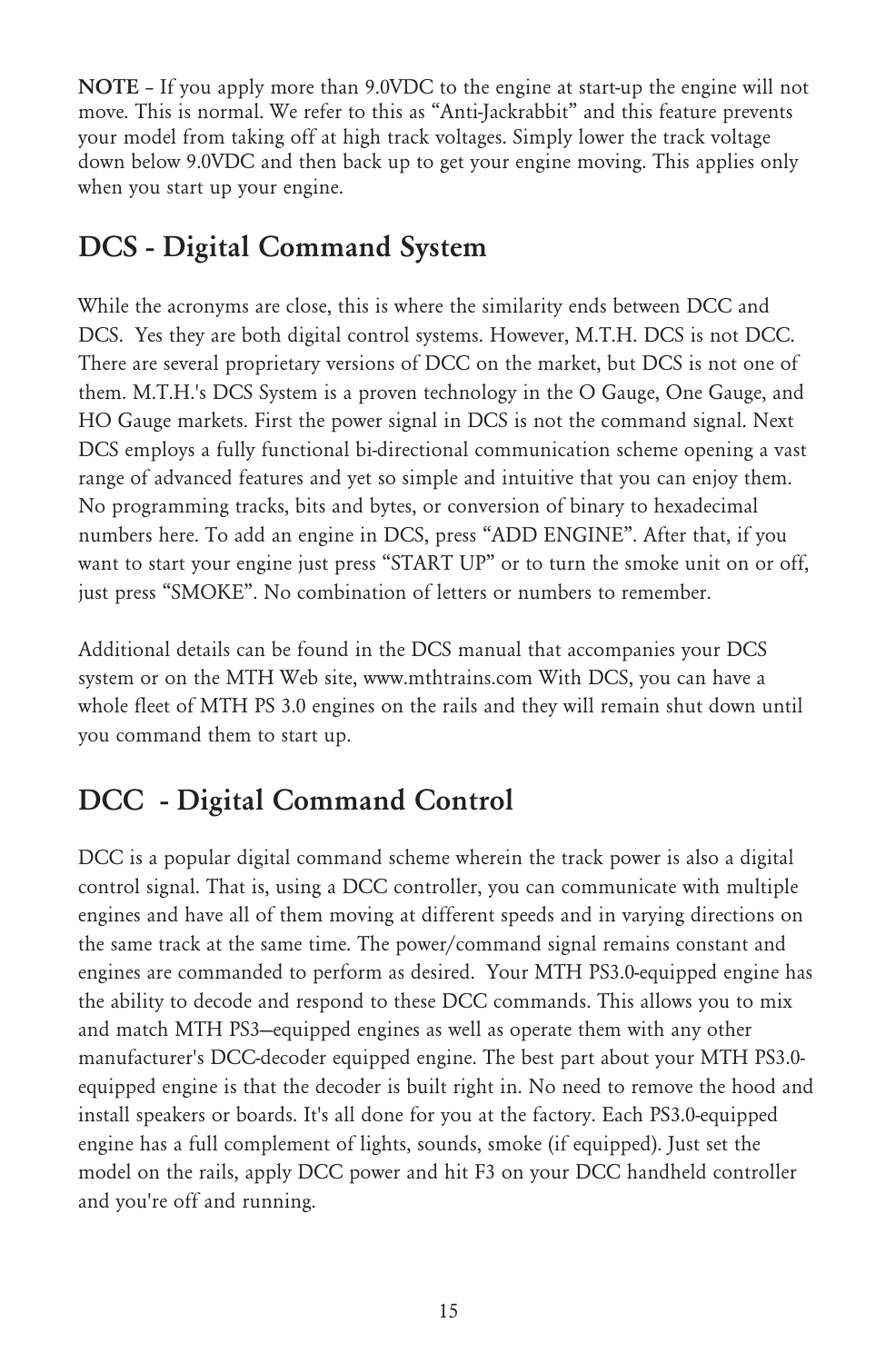**NOTE** – If you apply more than 9.0VDC to the engine at start-up the engine will not move. This is normal. We refer to this as "Anti-Jackrabbit" and this feature prevents your model from taking off at high track voltages. Simply lower the track voltage down below 9.0VDC and then back up to get your engine moving. This applies only when you start up your engine.

## DCS - Digital Command System

While the acronyms are close, this is where the similarity ends between DCC and DCS. Yes they are both digital control systems. However, M.T.H. DCS is not DCC. There are several proprietary versions of DCC on the market, but DCS is not one of them. M.T.H.'s DCS System is a proven technology in the O Gauge, One Gauge, and HO Gauge markets. First the power signal in DCS is not the command signal. Next DCS employs a fully functional bi-directional communication scheme opening a vast range of advanced features and yet so simple and intuitive that you can enjoy them. No programming tracks, bits and bytes, or conversion of binary to hexadecimal numbers here. To add an engine in DCS, press "ADD ENGINE". After that, if you want to start your engine just press "START UP" or to turn the smoke unit on or off, just press "SMOKE". No combination of letters or numbers to remember.

Additional details can be found in the DCS manual that accompanies your DCS system or on the MTH Web site, www.mthtrains.com With DCS, you can have a whole fleet of MTH PS 3.0 engines on the rails and they will remain shut down until you command them to start up.

## DCC - Digital Command Control

DCC is a popular digital command scheme wherein the track power is also a digital control signal. That is, using a DCC controller, you can communicate with multiple engines and have all of them moving at different speeds and in varying directions on the same track at the same time. The power/command signal remains constant and engines are commanded to perform as desired. Your MTH PS3.0-equipped engine has the ability to decode and respond to these DCC commands. This allows you to mix and match MTH PS3–equipped engines as well as operate them with any other manufacturer's DCC-decoder equipped engine. The best part about your MTH PS3.0-equipped engine is that the decoder is built right in. No need to remove the hood and install speakers or boards. It's all done for you at the factory. Each PS3.0-equipped engine has a full complement of lights, sounds, smoke (if equipped). Just set the model on the rails, apply DCC power and hit F3 on your DCC handheld controller and you're off and running.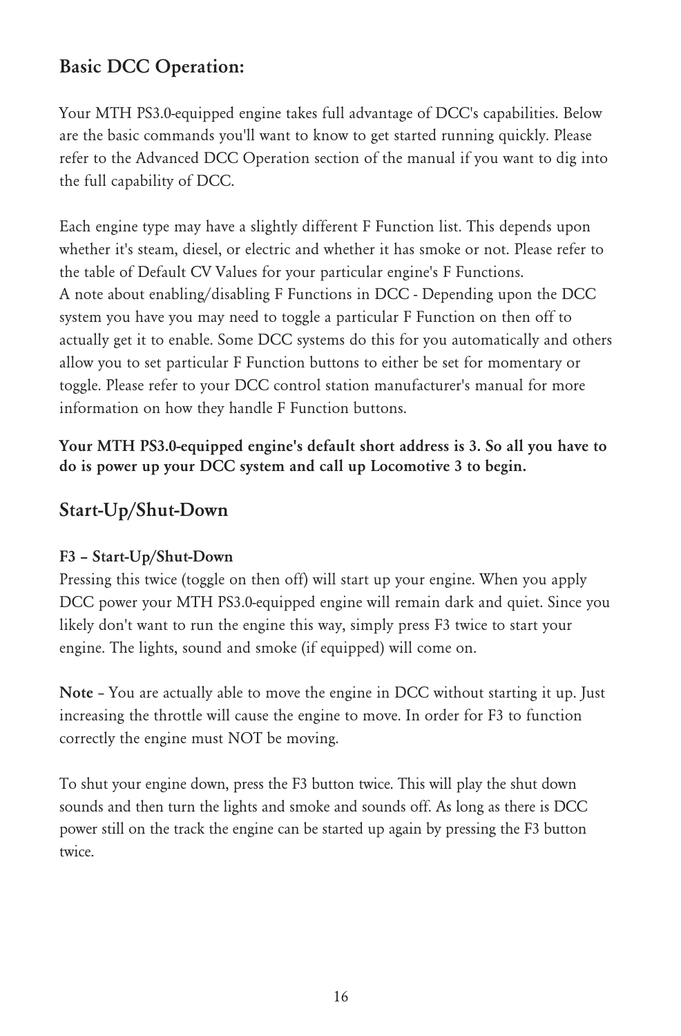## Basic DCC Operation:

Your MTH PS3.0-equipped engine takes full advantage of DCC's capabilities. Below are the basic commands you'll want to know to get started running quickly. Please refer to the Advanced DCC Operation section of the manual if you want to dig into the full capability of DCC.

Each engine type may have a slightly different F Function list. This depends upon whether it's steam, diesel, or electric and whether it has smoke or not. Please refer to the table of Default CV Values for your particular engine's F Functions.
A note about enabling/disabling F Functions in DCC - Depending upon the DCC system you have you may need to toggle a particular F Function on then off to actually get it to enable. Some DCC systems do this for you automatically and others allow you to set particular F Function buttons to either be set for momentary or toggle. Please refer to your DCC control station manufacturer's manual for more information on how they handle F Function buttons.

**Your MTH PS3.0-equipped engine's default short address is 3. So all you have to do is power up your DCC system and call up Locomotive 3 to begin.**

## Start-Up/Shut-Down

**F3 – Start-Up/Shut-Down**
Pressing this twice (toggle on then off) will start up your engine. When you apply DCC power your MTH PS3.0-equipped engine will remain dark and quiet. Since you likely don't want to run the engine this way, simply press F3 twice to start your engine. The lights, sound and smoke (if equipped) will come on.

**Note** – You are actually able to move the engine in DCC without starting it up. Just increasing the throttle will cause the engine to move. In order for F3 to function correctly the engine must NOT be moving.

To shut your engine down, press the F3 button twice. This will play the shut down sounds and then turn the lights and smoke and sounds off. As long as there is DCC power still on the track the engine can be started up again by pressing the F3 button twice.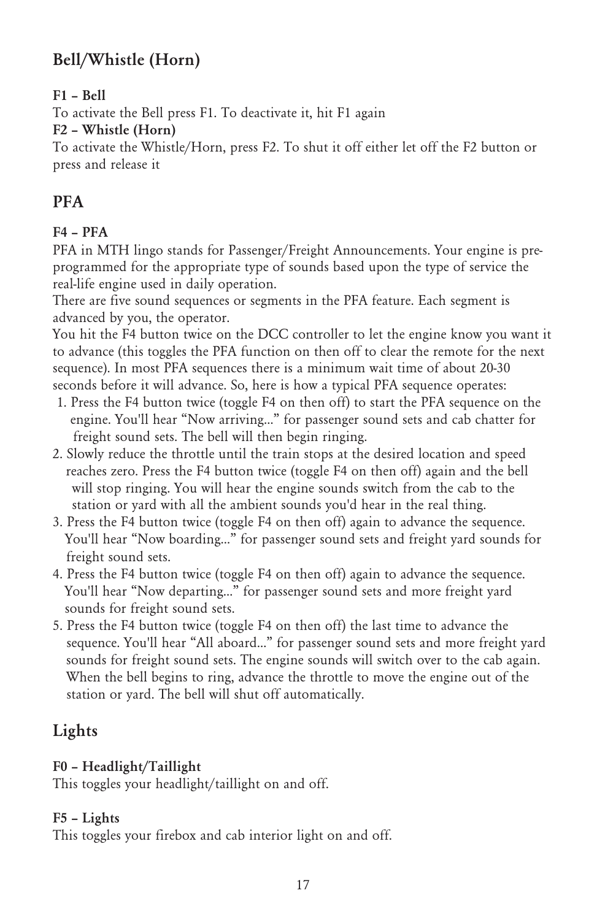## Bell/Whistle (Horn)

**F1 – Bell**

To activate the Bell press F1. To deactivate it, hit F1 again

**F2 – Whistle (Horn)**

To activate the Whistle/Horn, press F2. To shut it off either let off the F2 button or press and release it

## PFA

**F4 – PFA**

PFA in MTH lingo stands for Passenger/Freight Announcements. Your engine is pre-programmed for the appropriate type of sounds based upon the type of service the real-life engine used in daily operation.

There are five sound sequences or segments in the PFA feature. Each segment is advanced by you, the operator.

You hit the F4 button twice on the DCC controller to let the engine know you want it to advance (this toggles the PFA function on then off to clear the remote for the next sequence). In most PFA sequences there is a minimum wait time of about 20-30 seconds before it will advance. So, here is how a typical PFA sequence operates:

1. Press the F4 button twice (toggle F4 on then off) to start the PFA sequence on the engine. You'll hear "Now arriving..." for passenger sound sets and cab chatter for freight sound sets. The bell will then begin ringing.
2. Slowly reduce the throttle until the train stops at the desired location and speed reaches zero. Press the F4 button twice (toggle F4 on then off) again and the bell will stop ringing. You will hear the engine sounds switch from the cab to the station or yard with all the ambient sounds you'd hear in the real thing.
3. Press the F4 button twice (toggle F4 on then off) again to advance the sequence. You'll hear "Now boarding..." for passenger sound sets and freight yard sounds for freight sound sets.
4. Press the F4 button twice (toggle F4 on then off) again to advance the sequence. You'll hear "Now departing..." for passenger sound sets and more freight yard sounds for freight sound sets.
5. Press the F4 button twice (toggle F4 on then off) the last time to advance the sequence. You'll hear "All aboard..." for passenger sound sets and more freight yard sounds for freight sound sets. The engine sounds will switch over to the cab again. When the bell begins to ring, advance the throttle to move the engine out of the station or yard. The bell will shut off automatically.

## Lights

**F0 – Headlight/Taillight**

This toggles your headlight/taillight on and off.

**F5 – Lights**

This toggles your firebox and cab interior light on and off.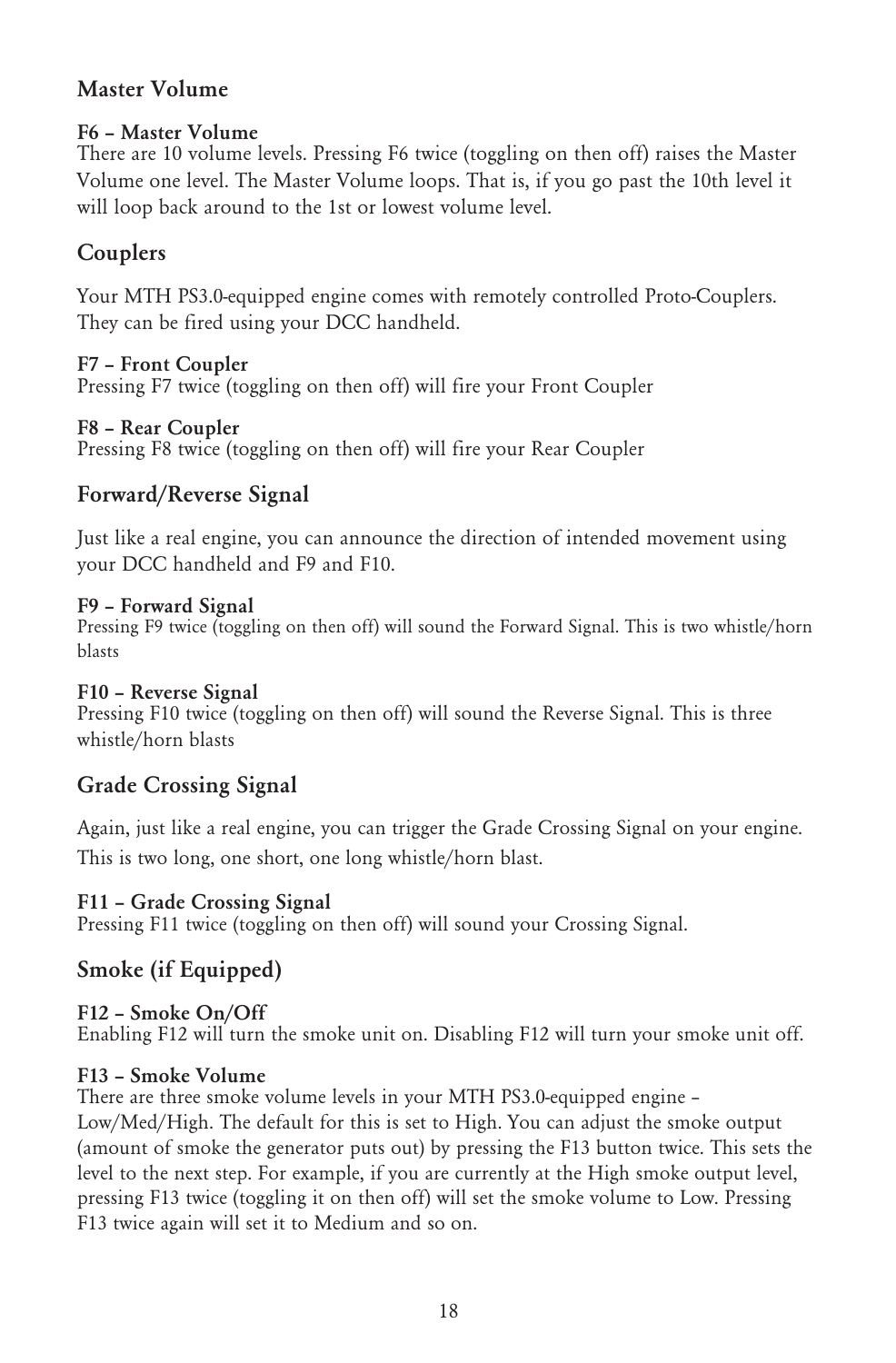## Master Volume

**F6 – Master Volume**
There are 10 volume levels. Pressing F6 twice (toggling on then off) raises the Master Volume one level. The Master Volume loops. That is, if you go past the 10th level it will loop back around to the 1st or lowest volume level.

## Couplers

Your MTH PS3.0-equipped engine comes with remotely controlled Proto-Couplers. They can be fired using your DCC handheld.

**F7 – Front Coupler**
Pressing F7 twice (toggling on then off) will fire your Front Coupler

**F8 – Rear Coupler**
Pressing F8 twice (toggling on then off) will fire your Rear Coupler

## Forward/Reverse Signal

Just like a real engine, you can announce the direction of intended movement using your DCC handheld and F9 and F10.

**F9 – Forward Signal**
Pressing F9 twice (toggling on then off) will sound the Forward Signal. This is two whistle/horn blasts

**F10 – Reverse Signal**
Pressing F10 twice (toggling on then off) will sound the Reverse Signal. This is three whistle/horn blasts

## Grade Crossing Signal

Again, just like a real engine, you can trigger the Grade Crossing Signal on your engine. This is two long, one short, one long whistle/horn blast.

**F11 – Grade Crossing Signal**
Pressing F11 twice (toggling on then off) will sound your Crossing Signal.

## Smoke (if Equipped)

**F12 – Smoke On/Off**
Enabling F12 will turn the smoke unit on. Disabling F12 will turn your smoke unit off.

**F13 – Smoke Volume**
There are three smoke volume levels in your MTH PS3.0-equipped engine – Low/Med/High. The default for this is set to High. You can adjust the smoke output (amount of smoke the generator puts out) by pressing the F13 button twice. This sets the level to the next step. For example, if you are currently at the High smoke output level, pressing F13 twice (toggling it on then off) will set the smoke volume to Low. Pressing F13 twice again will set it to Medium and so on.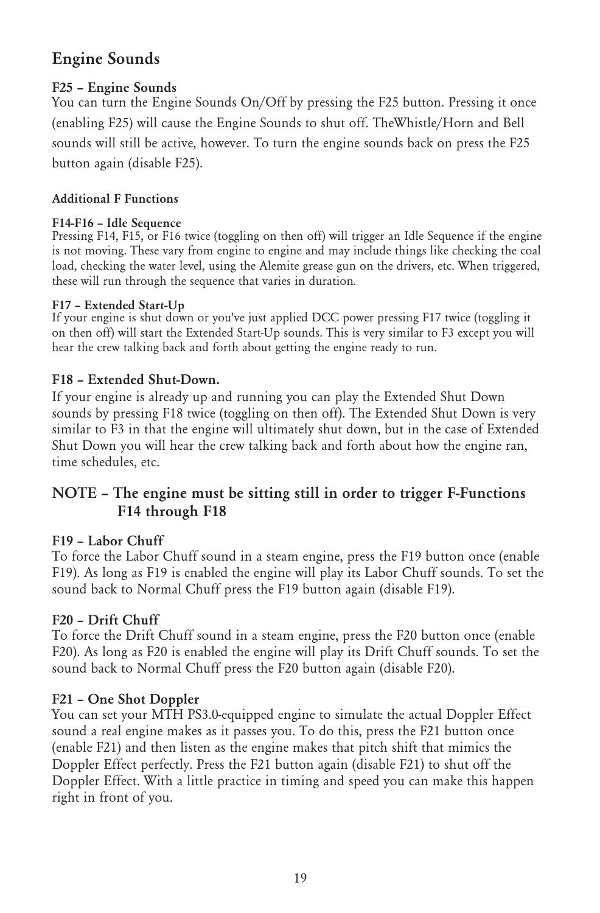## Engine Sounds

**F25 – Engine Sounds**

You can turn the Engine Sounds On/Off by pressing the F25 button. Pressing it once (enabling F25) will cause the Engine Sounds to shut off. TheWhistle/Horn and Bell sounds will still be active, however. To turn the engine sounds back on press the F25 button again (disable F25).

**Additional F Functions**

**F14-F16 – Idle Sequence**

Pressing F14, F15, or F16 twice (toggling on then off) will trigger an Idle Sequence if the engine is not moving. These vary from engine to engine and may include things like checking the coal load, checking the water level, using the Alemite grease gun on the drivers, etc. When triggered, these will run through the sequence that varies in duration.

**F17 – Extended Start-Up**

If your engine is shut down or you've just applied DCC power pressing F17 twice (toggling it on then off) will start the Extended Start-Up sounds. This is very similar to F3 except you will hear the crew talking back and forth about getting the engine ready to run.

**F18 – Extended Shut-Down.**

If your engine is already up and running you can play the Extended Shut Down sounds by pressing F18 twice (toggling on then off). The Extended Shut Down is very similar to F3 in that the engine will ultimately shut down, but in the case of Extended Shut Down you will hear the crew talking back and forth about how the engine ran, time schedules, etc.

### NOTE – The engine must be sitting still in order to trigger F-Functions F14 through F18

**F19 – Labor Chuff**

To force the Labor Chuff sound in a steam engine, press the F19 button once (enable F19). As long as F19 is enabled the engine will play its Labor Chuff sounds. To set the sound back to Normal Chuff press the F19 button again (disable F19).

**F20 – Drift Chuff**

To force the Drift Chuff sound in a steam engine, press the F20 button once (enable F20). As long as F20 is enabled the engine will play its Drift Chuff sounds. To set the sound back to Normal Chuff press the F20 button again (disable F20).

**F21 – One Shot Doppler**

You can set your MTH PS3.0-equipped engine to simulate the actual Doppler Effect sound a real engine makes as it passes you. To do this, press the F21 button once (enable F21) and then listen as the engine makes that pitch shift that mimics the Doppler Effect perfectly. Press the F21 button again (disable F21) to shut off the Doppler Effect. With a little practice in timing and speed you can make this happen right in front of you.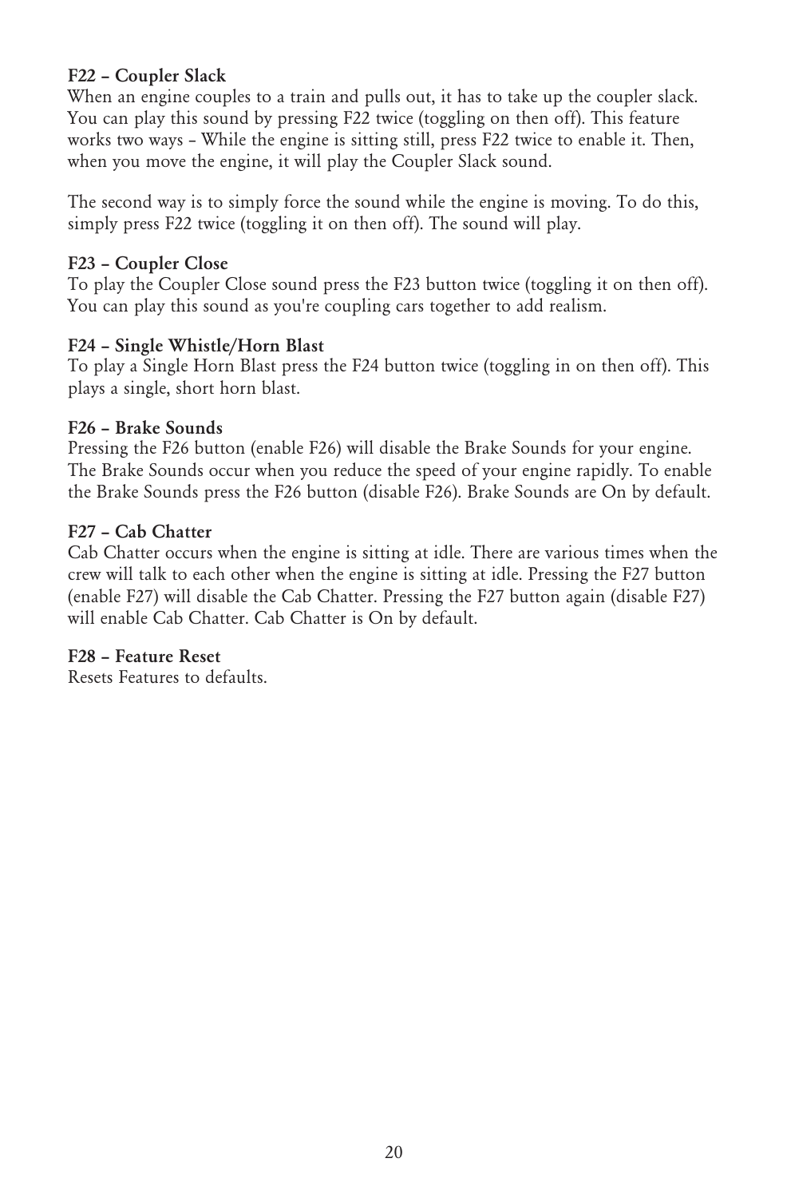**F22 – Coupler Slack**
When an engine couples to a train and pulls out, it has to take up the coupler slack. You can play this sound by pressing F22 twice (toggling on then off). This feature works two ways – While the engine is sitting still, press F22 twice to enable it. Then, when you move the engine, it will play the Coupler Slack sound.

The second way is to simply force the sound while the engine is moving. To do this, simply press F22 twice (toggling it on then off). The sound will play.

**F23 – Coupler Close**
To play the Coupler Close sound press the F23 button twice (toggling it on then off). You can play this sound as you're coupling cars together to add realism.

**F24 – Single Whistle/Horn Blast**
To play a Single Horn Blast press the F24 button twice (toggling in on then off). This plays a single, short horn blast.

**F26 – Brake Sounds**
Pressing the F26 button (enable F26) will disable the Brake Sounds for your engine. The Brake Sounds occur when you reduce the speed of your engine rapidly. To enable the Brake Sounds press the F26 button (disable F26). Brake Sounds are On by default.

**F27 – Cab Chatter**
Cab Chatter occurs when the engine is sitting at idle. There are various times when the crew will talk to each other when the engine is sitting at idle. Pressing the F27 button (enable F27) will disable the Cab Chatter. Pressing the F27 button again (disable F27) will enable Cab Chatter. Cab Chatter is On by default.

**F28 – Feature Reset**
Resets Features to defaults.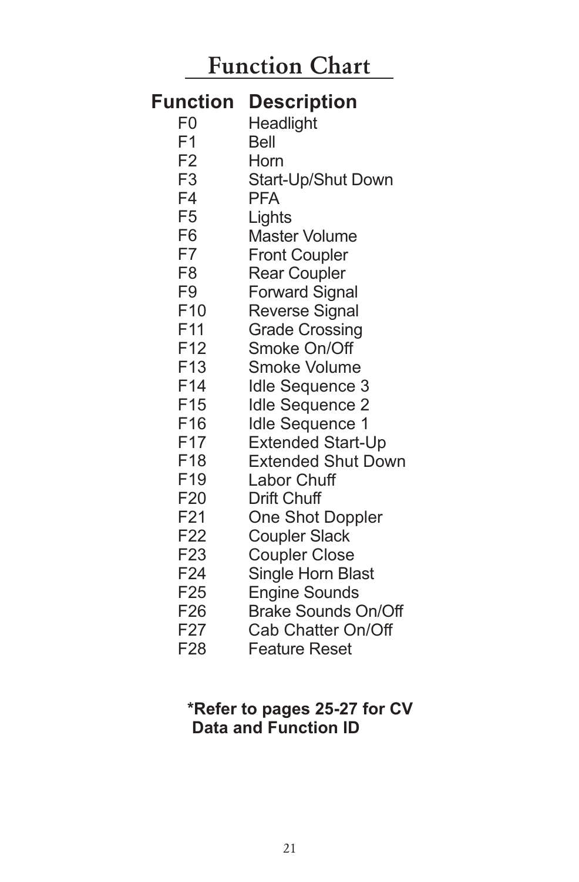# Function Chart

| Function | Description |
|---|---|
| F0 | Headlight |
| F1 | Bell |
| F2 | Horn |
| F3 | Start-Up/Shut Down |
| F4 | PFA |
| F5 | Lights |
| F6 | Master Volume |
| F7 | Front Coupler |
| F8 | Rear Coupler |
| F9 | Forward Signal |
| F10 | Reverse Signal |
| F11 | Grade Crossing |
| F12 | Smoke On/Off |
| F13 | Smoke Volume |
| F14 | Idle Sequence 3 |
| F15 | Idle Sequence 2 |
| F16 | Idle Sequence 1 |
| F17 | Extended Start-Up |
| F18 | Extended Shut Down |
| F19 | Labor Chuff |
| F20 | Drift Chuff |
| F21 | One Shot Doppler |
| F22 | Coupler Slack |
| F23 | Coupler Close |
| F24 | Single Horn Blast |
| F25 | Engine Sounds |
| F26 | Brake Sounds On/Off |
| F27 | Cab Chatter On/Off |
| F28 | Feature Reset |

**\*Refer to pages 25-27 for CV Data and Function ID**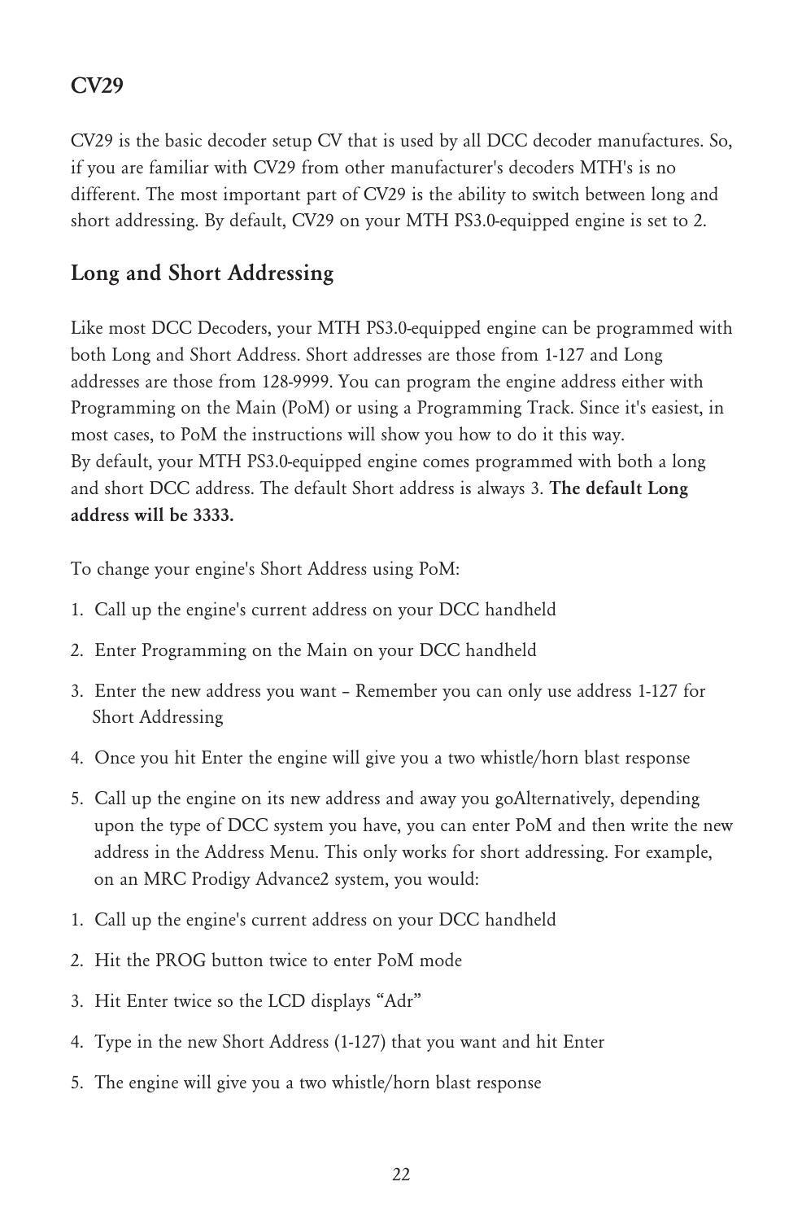## CV29

CV29 is the basic decoder setup CV that is used by all DCC decoder manufactures. So, if you are familiar with CV29 from other manufacturer's decoders MTH's is no different. The most important part of CV29 is the ability to switch between long and short addressing. By default, CV29 on your MTH PS3.0-equipped engine is set to 2.

## Long and Short Addressing

Like most DCC Decoders, your MTH PS3.0-equipped engine can be programmed with both Long and Short Address. Short addresses are those from 1-127 and Long addresses are those from 128-9999. You can program the engine address either with Programming on the Main (PoM) or using a Programming Track. Since it's easiest, in most cases, to PoM the instructions will show you how to do it this way.
By default, your MTH PS3.0-equipped engine comes programmed with both a long and short DCC address. The default Short address is always 3. **The default Long address will be 3333.**

To change your engine's Short Address using PoM:

1. Call up the engine's current address on your DCC handheld
2. Enter Programming on the Main on your DCC handheld
3. Enter the new address you want – Remember you can only use address 1-127 for Short Addressing
4. Once you hit Enter the engine will give you a two whistle/horn blast response
5. Call up the engine on its new address and away you goAlternatively, depending upon the type of DCC system you have, you can enter PoM and then write the new address in the Address Menu. This only works for short addressing. For example, on an MRC Prodigy Advance2 system, you would:

1. Call up the engine's current address on your DCC handheld
2. Hit the PROG button twice to enter PoM mode
3. Hit Enter twice so the LCD displays "Adr"
4. Type in the new Short Address (1-127) that you want and hit Enter
5. The engine will give you a two whistle/horn blast response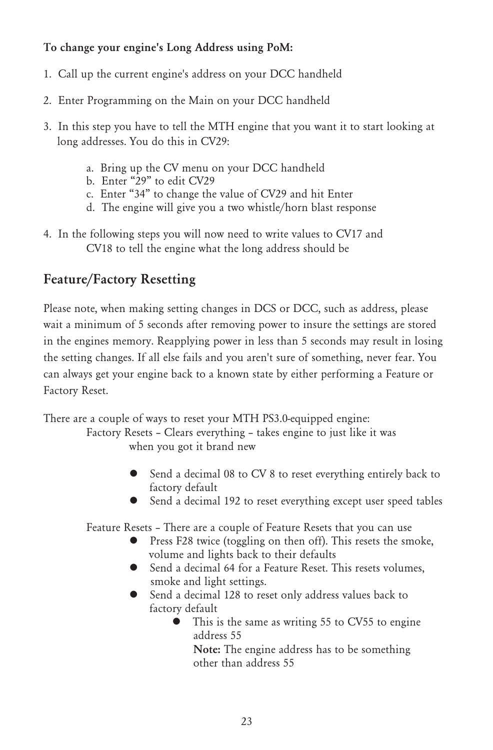**To change your engine's Long Address using PoM:**

1. Call up the current engine's address on your DCC handheld

2. Enter Programming on the Main on your DCC handheld

3. In this step you have to tell the MTH engine that you want it to start looking at long addresses. You do this in CV29:

    a. Bring up the CV menu on your DCC handheld
    b. Enter "29" to edit CV29
    c. Enter "34" to change the value of CV29 and hit Enter
    d. The engine will give you a two whistle/horn blast response

4. In the following steps you will now need to write values to CV17 and CV18 to tell the engine what the long address should be

## Feature/Factory Resetting

Please note, when making setting changes in DCS or DCC, such as address, please wait a minimum of 5 seconds after removing power to insure the settings are stored in the engines memory. Reapplying power in less than 5 seconds may result in losing the setting changes. If all else fails and you aren't sure of something, never fear. You can always get your engine back to a known state by either performing a Feature or Factory Reset.

There are a couple of ways to reset your MTH PS3.0-equipped engine:

Factory Resets – Clears everything – takes engine to just like it was when you got it brand new

- Send a decimal 08 to CV 8 to reset everything entirely back to factory default
- Send a decimal 192 to reset everything except user speed tables

Feature Resets – There are a couple of Feature Resets that you can use

- Press F28 twice (toggling on then off). This resets the smoke, volume and lights back to their defaults
- Send a decimal 64 for a Feature Reset. This resets volumes, smoke and light settings.
- Send a decimal 128 to reset only address values back to factory default
    - This is the same as writing 55 to CV55 to engine address 55

      **Note:** The engine address has to be something other than address 55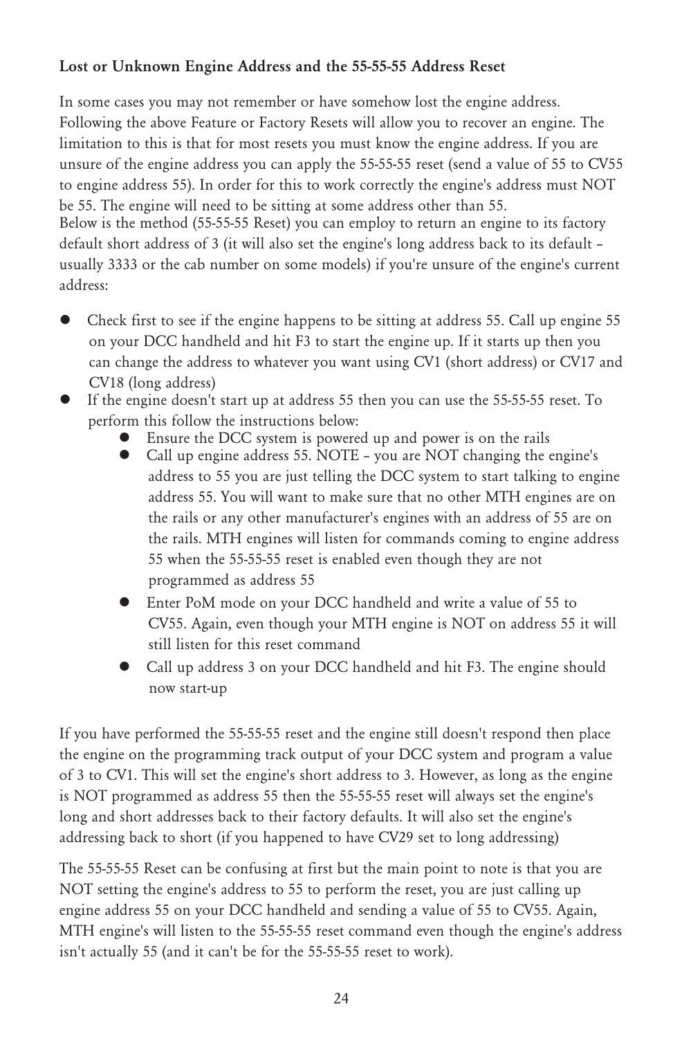**Lost or Unknown Engine Address and the 55-55-55 Address Reset**

In some cases you may not remember or have somehow lost the engine address. Following the above Feature or Factory Resets will allow you to recover an engine. The limitation to this is that for most resets you must know the engine address. If you are unsure of the engine address you can apply the 55-55-55 reset (send a value of 55 to CV55 to engine address 55). In order for this to work correctly the engine's address must NOT be 55. The engine will need to be sitting at some address other than 55.
Below is the method (55-55-55 Reset) you can employ to return an engine to its factory default short address of 3 (it will also set the engine's long address back to its default – usually 3333 or the cab number on some models) if you're unsure of the engine's current address:

- Check first to see if the engine happens to be sitting at address 55. Call up engine 55 on your DCC handheld and hit F3 to start the engine up. If it starts up then you can change the address to whatever you want using CV1 (short address) or CV17 and CV18 (long address)
- If the engine doesn't start up at address 55 then you can use the 55-55-55 reset. To perform this follow the instructions below:
  - Ensure the DCC system is powered up and power is on the rails
  - Call up engine address 55. NOTE – you are NOT changing the engine's address to 55 you are just telling the DCC system to start talking to engine address 55. You will want to make sure that no other MTH engines are on the rails or any other manufacturer's engines with an address of 55 are on the rails. MTH engines will listen for commands coming to engine address 55 when the 55-55-55 reset is enabled even though they are not programmed as address 55
  - Enter PoM mode on your DCC handheld and write a value of 55 to CV55. Again, even though your MTH engine is NOT on address 55 it will still listen for this reset command
  - Call up address 3 on your DCC handheld and hit F3. The engine should now start-up

If you have performed the 55-55-55 reset and the engine still doesn't respond then place the engine on the programming track output of your DCC system and program a value of 3 to CV1. This will set the engine's short address to 3. However, as long as the engine is NOT programmed as address 55 then the 55-55-55 reset will always set the engine's long and short addresses back to their factory defaults. It will also set the engine's addressing back to short (if you happened to have CV29 set to long addressing)

The 55-55-55 Reset can be confusing at first but the main point to note is that you are NOT setting the engine's address to 55 to perform the reset, you are just calling up engine address 55 on your DCC handheld and sending a value of 55 to CV55. Again, MTH engine's will listen to the 55-55-55 reset command even though the engine's address isn't actually 55 (and it can't be for the 55-55-55 reset to work).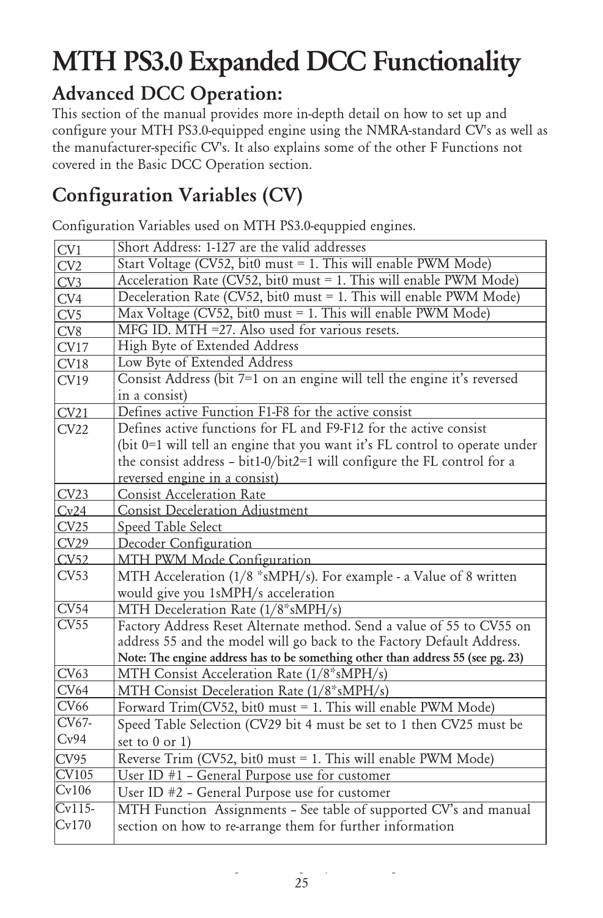# MTH PS3.0 Expanded DCC Functionality

## Advanced DCC Operation:

This section of the manual provides more in-depth detail on how to set up and configure your MTH PS3.0-equipped engine using the NMRA-standard CV's as well as the manufacturer-specific CV's. It also explains some of the other F Functions not covered in the Basic DCC Operation section.

## Configuration Variables (CV)

Configuration Variables used on MTH PS3.0-equppied engines.

| | |
|---|---|
| CV1 | Short Address: 1-127 are the valid addresses |
| CV2 | Start Voltage (CV52, bit0 must = 1. This will enable PWM Mode) |
| CV3 | Acceleration Rate (CV52, bit0 must = 1. This will enable PWM Mode) |
| CV4 | Deceleration Rate (CV52, bit0 must = 1. This will enable PWM Mode) |
| CV5 | Max Voltage (CV52, bit0 must = 1. This will enable PWM Mode) |
| CV8 | MFG ID. MTH =27. Also used for various resets. |
| CV17 | High Byte of Extended Address |
| CV18 | Low Byte of Extended Address |
| CV19 | Consist Address (bit 7=1 on an engine will tell the engine it's reversed in a consist) |
| CV21 | Defines active Function F1-F8 for the active consist |
| CV22 | Defines active functions for FL and F9-F12 for the active consist (bit 0=1 will tell an engine that you want it's FL control to operate under the consist address – bit1-0/bit2=1 will configure the FL control for a reversed engine in a consist) |
| CV23 | Consist Acceleration Rate |
| Cv24 | Consist Deceleration Adjustment |
| CV25 | Speed Table Select |
| CV29 | Decoder Configuration |
| CV52 | MTH PWM Mode Configuration |
| CV53 | MTH Acceleration (1/8 *sMPH/s). For example - a Value of 8 written would give you 1sMPH/s acceleration |
| CV54 | MTH Deceleration Rate (1/8*sMPH/s) |
| CV55 | Factory Address Reset Alternate method. Send a value of 55 to CV55 on address 55 and the model will go back to the Factory Default Address. **Note: The engine address has to be something other than address 55 (see pg. 23)** |
| CV63 | MTH Consist Acceleration Rate (1/8*sMPH/s) |
| CV64 | MTH Consist Deceleration Rate (1/8*sMPH/s) |
| CV66 | Forward Trim(CV52, bit0 must = 1. This will enable PWM Mode) |
| CV67-Cv94 | Speed Table Selection (CV29 bit 4 must be set to 1 then CV25 must be set to 0 or 1) |
| CV95 | Reverse Trim (CV52, bit0 must = 1. This will enable PWM Mode) |
| CV105 | User ID #1 – General Purpose use for customer |
| Cv106 | User ID #2 – General Purpose use for customer |
| Cv115-Cv170 | MTH Function Assignments – See table of supported CV's and manual section on how to re-arrange them for further information |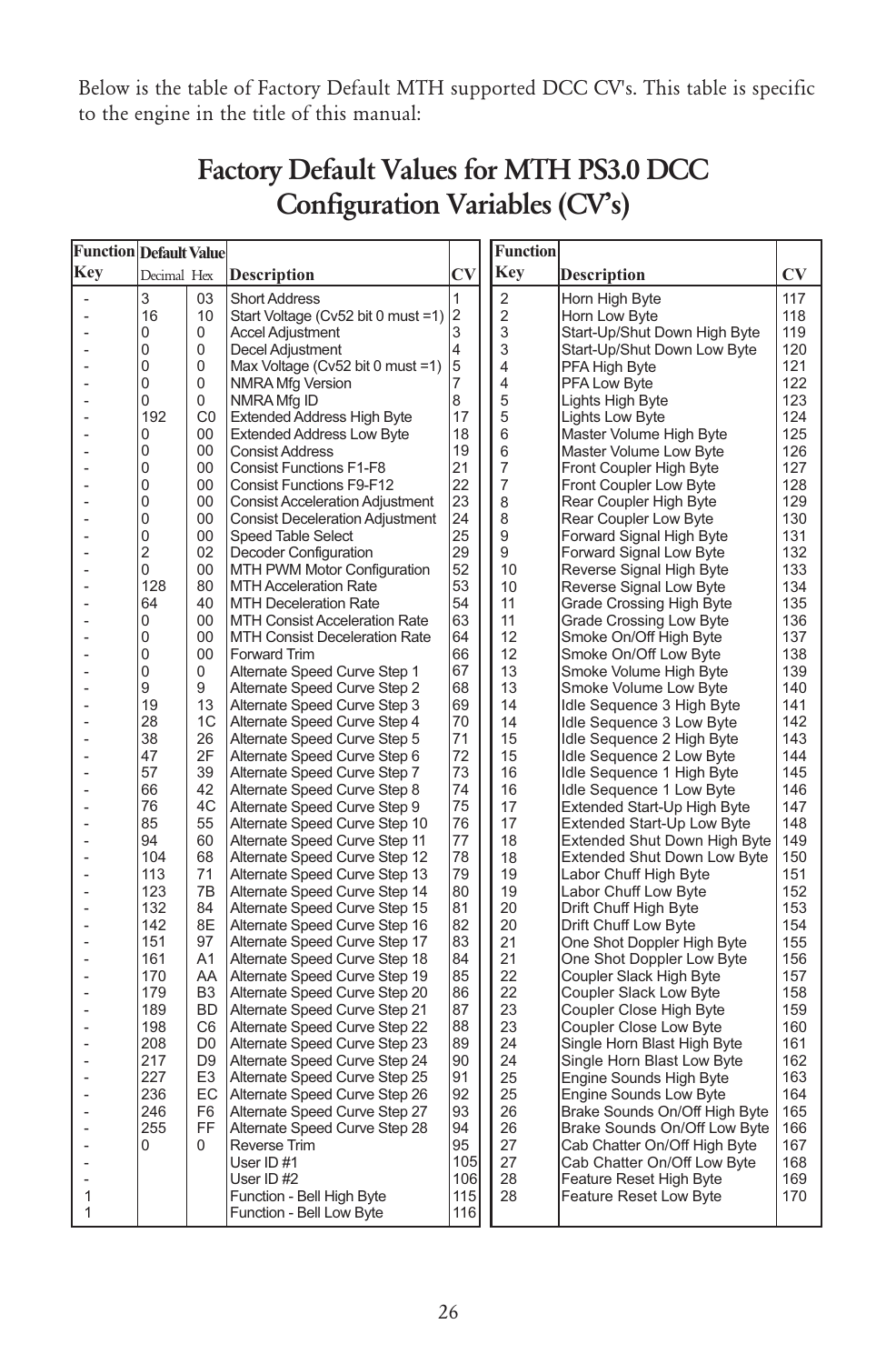Below is the table of Factory Default MTH supported DCC CV's. This table is specific to the engine in the title of this manual:

# Factory Default Values for MTH PS3.0 DCC Configuration Variables (CV's)

| Function Key | Default Value Decimal | Default Value Hex | Description | CV |
|---|---|---|---|---|
| - | 3 | 03 | Short Address | 1 |
| - | 16 | 10 | Start Voltage (Cv52 bit 0 must =1) | 2 |
| - | 0 | 0 | Accel Adjustment | 3 |
| - | 0 | 0 | Decel Adjustment | 4 |
| - | 0 | 0 | Max Voltage (Cv52 bit 0 must =1) | 5 |
| - | 0 | 0 | NMRA Mfg Version | 7 |
| - | 0 | 0 | NMRA Mfg ID | 8 |
| - | 192 | C0 | Extended Address High Byte | 17 |
| - | 0 | 00 | Extended Address Low Byte | 18 |
| - | 0 | 00 | Consist Address | 19 |
| - | 0 | 00 | Consist Functions F1-F8 | 21 |
| - | 0 | 00 | Consist Functions F9-F12 | 22 |
| - | 0 | 00 | Consist Acceleration Adjustment | 23 |
| - | 0 | 00 | Consist Deceleration Adjustment | 24 |
| - | 0 | 00 | Speed Table Select | 25 |
| - | 2 | 02 | Decoder Configuration | 29 |
| - | 0 | 00 | MTH PWM Motor Configuration | 52 |
| - | 128 | 80 | MTH Acceleration Rate | 53 |
| - | 64 | 40 | MTH Deceleration Rate | 54 |
| - | 0 | 00 | MTH Consist Acceleration Rate | 63 |
| - | 0 | 00 | MTH Consist Deceleration Rate | 64 |
| - | 0 | 00 | Forward Trim | 66 |
| - | 0 | 0 | Alternate Speed Curve Step 1 | 67 |
| - | 9 | 9 | Alternate Speed Curve Step 2 | 68 |
| - | 19 | 13 | Alternate Speed Curve Step 3 | 69 |
| - | 28 | 1C | Alternate Speed Curve Step 4 | 70 |
| - | 38 | 26 | Alternate Speed Curve Step 5 | 71 |
| - | 47 | 2F | Alternate Speed Curve Step 6 | 72 |
| - | 57 | 39 | Alternate Speed Curve Step 7 | 73 |
| - | 66 | 42 | Alternate Speed Curve Step 8 | 74 |
| - | 76 | 4C | Alternate Speed Curve Step 9 | 75 |
| - | 85 | 55 | Alternate Speed Curve Step 10 | 76 |
| - | 94 | 60 | Alternate Speed Curve Step 11 | 77 |
| - | 104 | 68 | Alternate Speed Curve Step 12 | 78 |
| - | 113 | 71 | Alternate Speed Curve Step 13 | 79 |
| - | 123 | 7B | Alternate Speed Curve Step 14 | 80 |
| - | 132 | 84 | Alternate Speed Curve Step 15 | 81 |
| - | 142 | 8E | Alternate Speed Curve Step 16 | 82 |
| - | 151 | 97 | Alternate Speed Curve Step 17 | 83 |
| - | 161 | A1 | Alternate Speed Curve Step 18 | 84 |
| - | 170 | AA | Alternate Speed Curve Step 19 | 85 |
| - | 179 | B3 | Alternate Speed Curve Step 20 | 86 |
| - | 189 | BD | Alternate Speed Curve Step 21 | 87 |
| - | 198 | C6 | Alternate Speed Curve Step 22 | 88 |
| - | 208 | D0 | Alternate Speed Curve Step 23 | 89 |
| - | 217 | D9 | Alternate Speed Curve Step 24 | 90 |
| - | 227 | E3 | Alternate Speed Curve Step 25 | 91 |
| - | 236 | EC | Alternate Speed Curve Step 26 | 92 |
| - | 246 | F6 | Alternate Speed Curve Step 27 | 93 |
| - | 255 | FF | Alternate Speed Curve Step 28 | 94 |
| - | 0 | 0 | Reverse Trim | 95 |
| - | | | User ID #1 | 105 |
| - | | | User ID #2 | 106 |
| 1 | | | Function - Bell High Byte | 115 |
| 1 | | | Function - Bell Low Byte | 116 |

| Function Key | Description | CV |
|---|---|---|
| 2 | Horn High Byte | 117 |
| 2 | Horn Low Byte | 118 |
| 3 | Start-Up/Shut Down High Byte | 119 |
| 3 | Start-Up/Shut Down Low Byte | 120 |
| 4 | PFA High Byte | 121 |
| 4 | PFA Low Byte | 122 |
| 5 | Lights High Byte | 123 |
| 5 | Lights Low Byte | 124 |
| 6 | Master Volume High Byte | 125 |
| 6 | Master Volume Low Byte | 126 |
| 7 | Front Coupler High Byte | 127 |
| 7 | Front Coupler Low Byte | 128 |
| 8 | Rear Coupler High Byte | 129 |
| 8 | Rear Coupler Low Byte | 130 |
| 9 | Forward Signal High Byte | 131 |
| 9 | Forward Signal Low Byte | 132 |
| 10 | Reverse Signal High Byte | 133 |
| 10 | Reverse Signal Low Byte | 134 |
| 11 | Grade Crossing High Byte | 135 |
| 11 | Grade Crossing Low Byte | 136 |
| 12 | Smoke On/Off High Byte | 137 |
| 12 | Smoke On/Off Low Byte | 138 |
| 13 | Smoke Volume High Byte | 139 |
| 13 | Smoke Volume Low Byte | 140 |
| 14 | Idle Sequence 3 High Byte | 141 |
| 14 | Idle Sequence 3 Low Byte | 142 |
| 15 | Idle Sequence 2 High Byte | 143 |
| 15 | Idle Sequence 2 Low Byte | 144 |
| 16 | Idle Sequence 1 High Byte | 145 |
| 16 | Idle Sequence 1 Low Byte | 146 |
| 17 | Extended Start-Up High Byte | 147 |
| 17 | Extended Start-Up Low Byte | 148 |
| 18 | Extended Shut Down High Byte | 149 |
| 18 | Extended Shut Down Low Byte | 150 |
| 19 | Labor Chuff High Byte | 151 |
| 19 | Labor Chuff Low Byte | 152 |
| 20 | Drift Chuff High Byte | 153 |
| 20 | Drift Chuff Low Byte | 154 |
| 21 | One Shot Doppler High Byte | 155 |
| 21 | One Shot Doppler Low Byte | 156 |
| 22 | Coupler Slack High Byte | 157 |
| 22 | Coupler Slack Low Byte | 158 |
| 23 | Coupler Close High Byte | 159 |
| 23 | Coupler Close Low Byte | 160 |
| 24 | Single Horn Blast High Byte | 161 |
| 24 | Single Horn Blast Low Byte | 162 |
| 25 | Engine Sounds High Byte | 163 |
| 25 | Engine Sounds Low Byte | 164 |
| 26 | Brake Sounds On/Off High Byte | 165 |
| 26 | Brake Sounds On/Off Low Byte | 166 |
| 27 | Cab Chatter On/Off High Byte | 167 |
| 27 | Cab Chatter On/Off Low Byte | 168 |
| 28 | Feature Reset High Byte | 169 |
| 28 | Feature Reset Low Byte | 170 |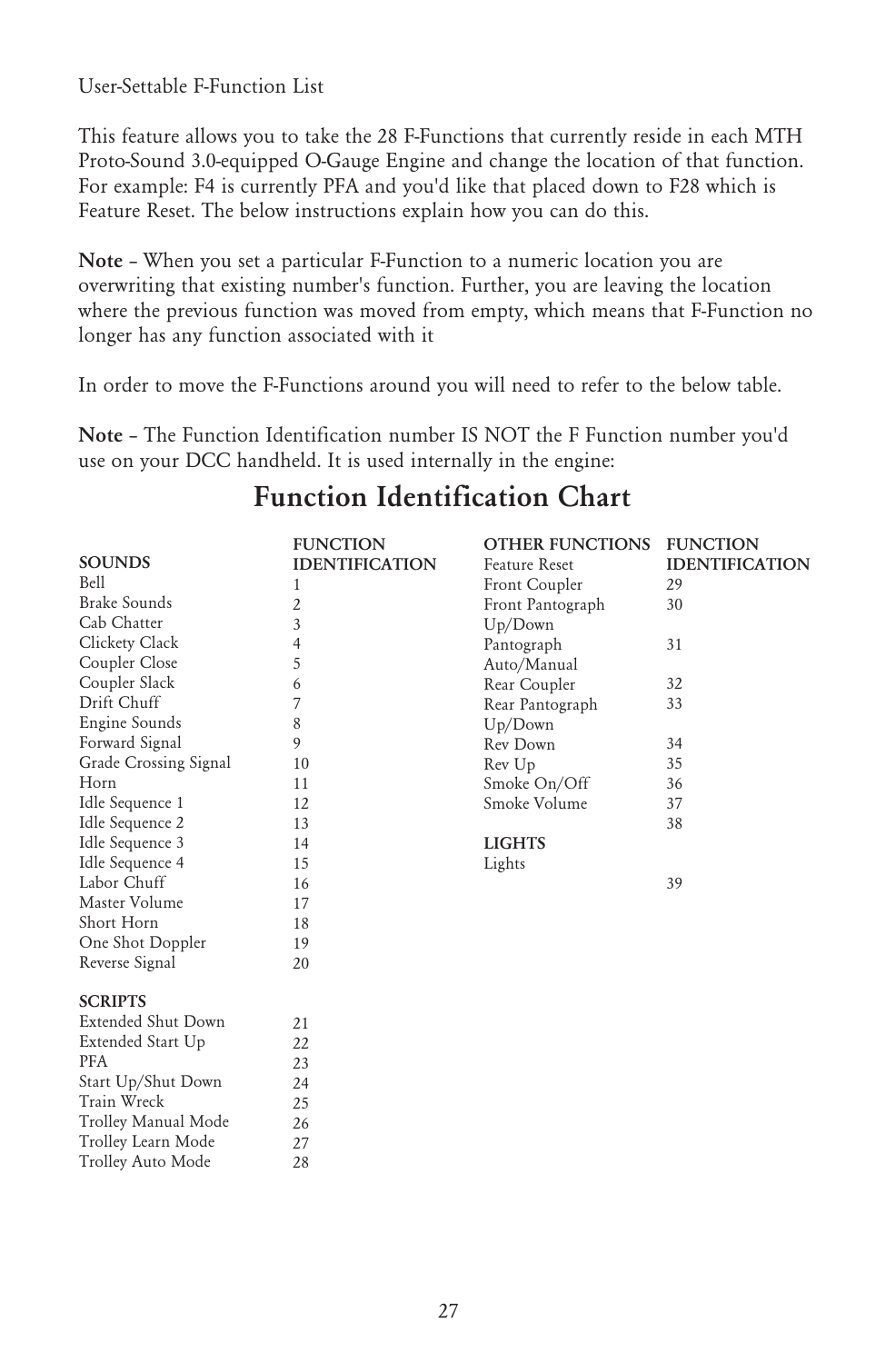User-Settable F-Function List

This feature allows you to take the 28 F-Functions that currently reside in each MTH Proto-Sound 3.0-equipped O-Gauge Engine and change the location of that function. For example: F4 is currently PFA and you'd like that placed down to F28 which is Feature Reset. The below instructions explain how you can do this.

**Note** – When you set a particular F-Function to a numeric location you are overwriting that existing number's function. Further, you are leaving the location where the previous function was moved from empty, which means that F-Function no longer has any function associated with it

In order to move the F-Functions around you will need to refer to the below table.

**Note** – The Function Identification number IS NOT the F Function number you'd use on your DCC handheld. It is used internally in the engine:

# Function Identification Chart

| SOUNDS | FUNCTION IDENTIFICATION |
|---|---|
| Bell | 1 |
| Brake Sounds | 2 |
| Cab Chatter | 3 |
| Clickety Clack | 4 |
| Coupler Close | 5 |
| Coupler Slack | 6 |
| Drift Chuff | 7 |
| Engine Sounds | 8 |
| Forward Signal | 9 |
| Grade Crossing Signal | 10 |
| Horn | 11 |
| Idle Sequence 1 | 12 |
| Idle Sequence 2 | 13 |
| Idle Sequence 3 | 14 |
| Idle Sequence 4 | 15 |
| Labor Chuff | 16 |
| Master Volume | 17 |
| Short Horn | 18 |
| One Shot Doppler | 19 |
| Reverse Signal | 20 |
| **SCRIPTS** | |
| Extended Shut Down | 21 |
| Extended Start Up | 22 |
| PFA | 23 |
| Start Up/Shut Down | 24 |
| Train Wreck | 25 |
| Trolley Manual Mode | 26 |
| Trolley Learn Mode | 27 |
| Trolley Auto Mode | 28 |

| OTHER FUNCTIONS | FUNCTION IDENTIFICATION |
|---|---|
| Feature Reset | 29 |
| Front Coupler | 30 |
| Front Pantograph Up/Down | 31 |
| Pantograph Auto/Manual | 32 |
| Rear Coupler | 33 |
| Rear Pantograph Up/Down | 34 |
| Rev Down | 35 |
| Rev Up | 36 |
| Smoke On/Off | 37 |
| Smoke Volume | 38 |
| **LIGHTS** | |
| Lights | 39 |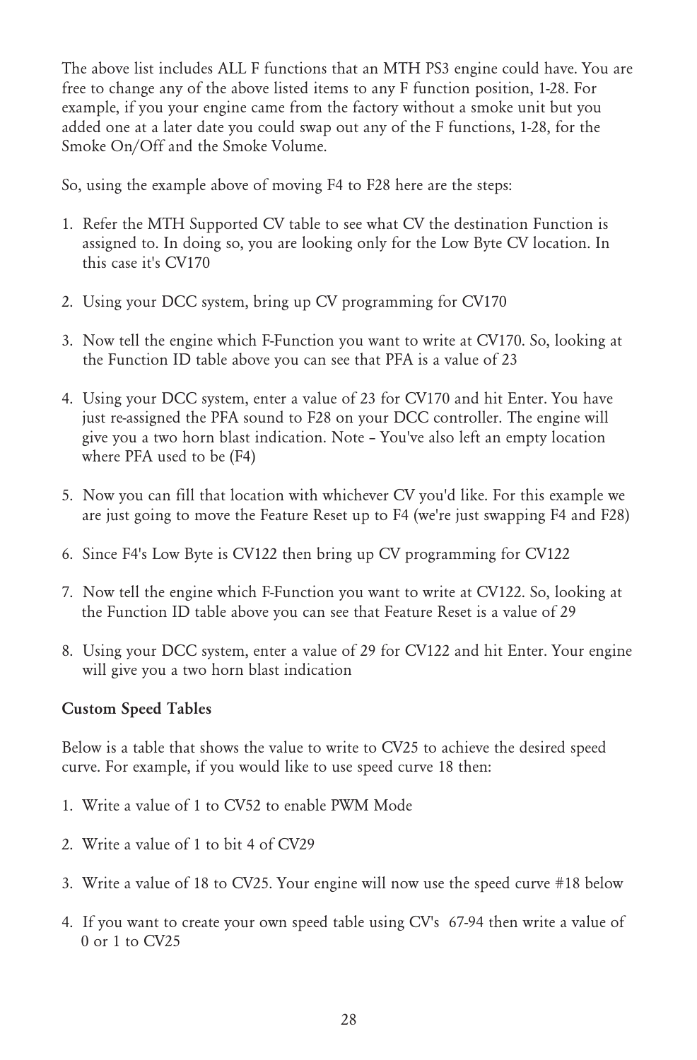The above list includes ALL F functions that an MTH PS3 engine could have. You are free to change any of the above listed items to any F function position, 1-28. For example, if you your engine came from the factory without a smoke unit but you added one at a later date you could swap out any of the F functions, 1-28, for the Smoke On/Off and the Smoke Volume.

So, using the example above of moving F4 to F28 here are the steps:

1. Refer the MTH Supported CV table to see what CV the destination Function is assigned to. In doing so, you are looking only for the Low Byte CV location. In this case it's CV170
2. Using your DCC system, bring up CV programming for CV170
3. Now tell the engine which F-Function you want to write at CV170. So, looking at the Function ID table above you can see that PFA is a value of 23
4. Using your DCC system, enter a value of 23 for CV170 and hit Enter. You have just re-assigned the PFA sound to F28 on your DCC controller. The engine will give you a two horn blast indication. Note – You've also left an empty location where PFA used to be (F4)
5. Now you can fill that location with whichever CV you'd like. For this example we are just going to move the Feature Reset up to F4 (we're just swapping F4 and F28)
6. Since F4's Low Byte is CV122 then bring up CV programming for CV122
7. Now tell the engine which F-Function you want to write at CV122. So, looking at the Function ID table above you can see that Feature Reset is a value of 29
8. Using your DCC system, enter a value of 29 for CV122 and hit Enter. Your engine will give you a two horn blast indication

**Custom Speed Tables**

Below is a table that shows the value to write to CV25 to achieve the desired speed curve. For example, if you would like to use speed curve 18 then:

1. Write a value of 1 to CV52 to enable PWM Mode
2. Write a value of 1 to bit 4 of CV29
3. Write a value of 18 to CV25. Your engine will now use the speed curve #18 below
4. If you want to create your own speed table using CV's 67-94 then write a value of 0 or 1 to CV25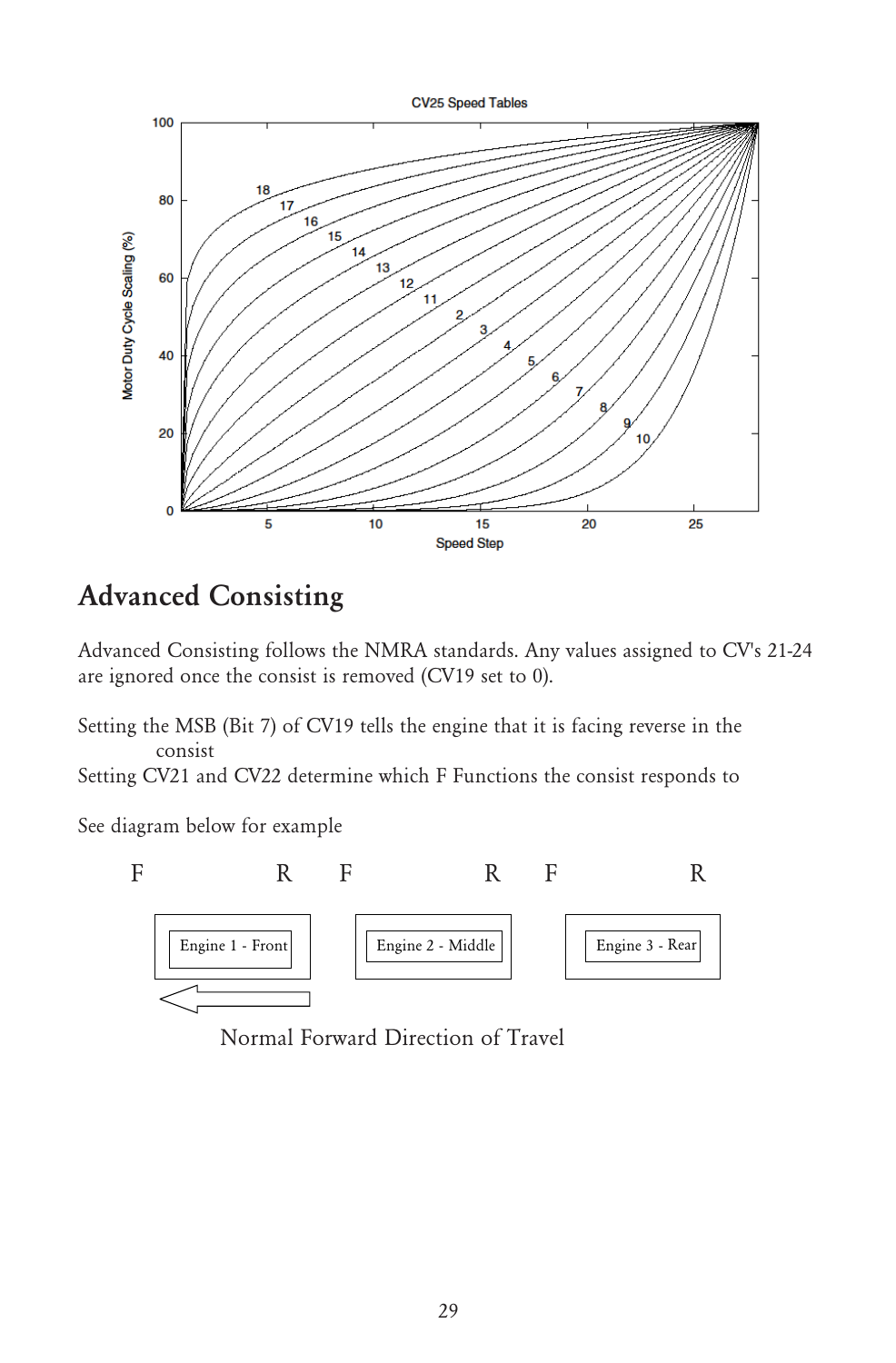CV25 Speed Tables

## Advanced Consisting

Advanced Consisting follows the NMRA standards. Any values assigned to CV's 21-24 are ignored once the consist is removed (CV19 set to 0).

Setting the MSB (Bit 7) of CV19 tells the engine that it is facing reverse in the consist

Setting CV21 and CV22 determine which F Functions the consist responds to

See diagram below for example

| F | R | F | R | F | R |
|---|---|---|---|---|---|
| Engine 1 - Front | | Engine 2 - Middle | | Engine 3 - Rear | |

Normal Forward Direction of Travel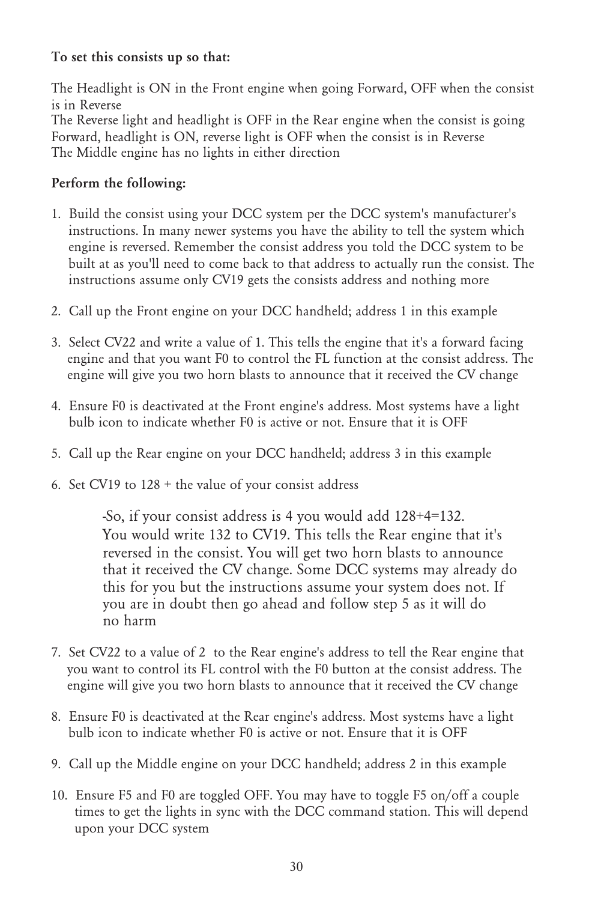**To set this consists up so that:**

The Headlight is ON in the Front engine when going Forward, OFF when the consist is in Reverse
The Reverse light and headlight is OFF in the Rear engine when the consist is going Forward, headlight is ON, reverse light is OFF when the consist is in Reverse
The Middle engine has no lights in either direction

**Perform the following:**

1. Build the consist using your DCC system per the DCC system's manufacturer's instructions. In many newer systems you have the ability to tell the system which engine is reversed. Remember the consist address you told the DCC system to be built at as you'll need to come back to that address to actually run the consist. The instructions assume only CV19 gets the consists address and nothing more

2. Call up the Front engine on your DCC handheld; address 1 in this example

3. Select CV22 and write a value of 1. This tells the engine that it's a forward facing engine and that you want F0 to control the FL function at the consist address. The engine will give you two horn blasts to announce that it received the CV change

4. Ensure F0 is deactivated at the Front engine's address. Most systems have a light bulb icon to indicate whether F0 is active or not. Ensure that it is OFF

5. Call up the Rear engine on your DCC handheld; address 3 in this example

6. Set CV19 to 128 + the value of your consist address

   -So, if your consist address is 4 you would add 128+4=132. You would write 132 to CV19. This tells the Rear engine that it's reversed in the consist. You will get two horn blasts to announce that it received the CV change. Some DCC systems may already do this for you but the instructions assume your system does not. If you are in doubt then go ahead and follow step 5 as it will do no harm

7. Set CV22 to a value of 2 to the Rear engine's address to tell the Rear engine that you want to control its FL control with the F0 button at the consist address. The engine will give you two horn blasts to announce that it received the CV change

8. Ensure F0 is deactivated at the Rear engine's address. Most systems have a light bulb icon to indicate whether F0 is active or not. Ensure that it is OFF

9. Call up the Middle engine on your DCC handheld; address 2 in this example

10. Ensure F5 and F0 are toggled OFF. You may have to toggle F5 on/off a couple times to get the lights in sync with the DCC command station. This will depend upon your DCC system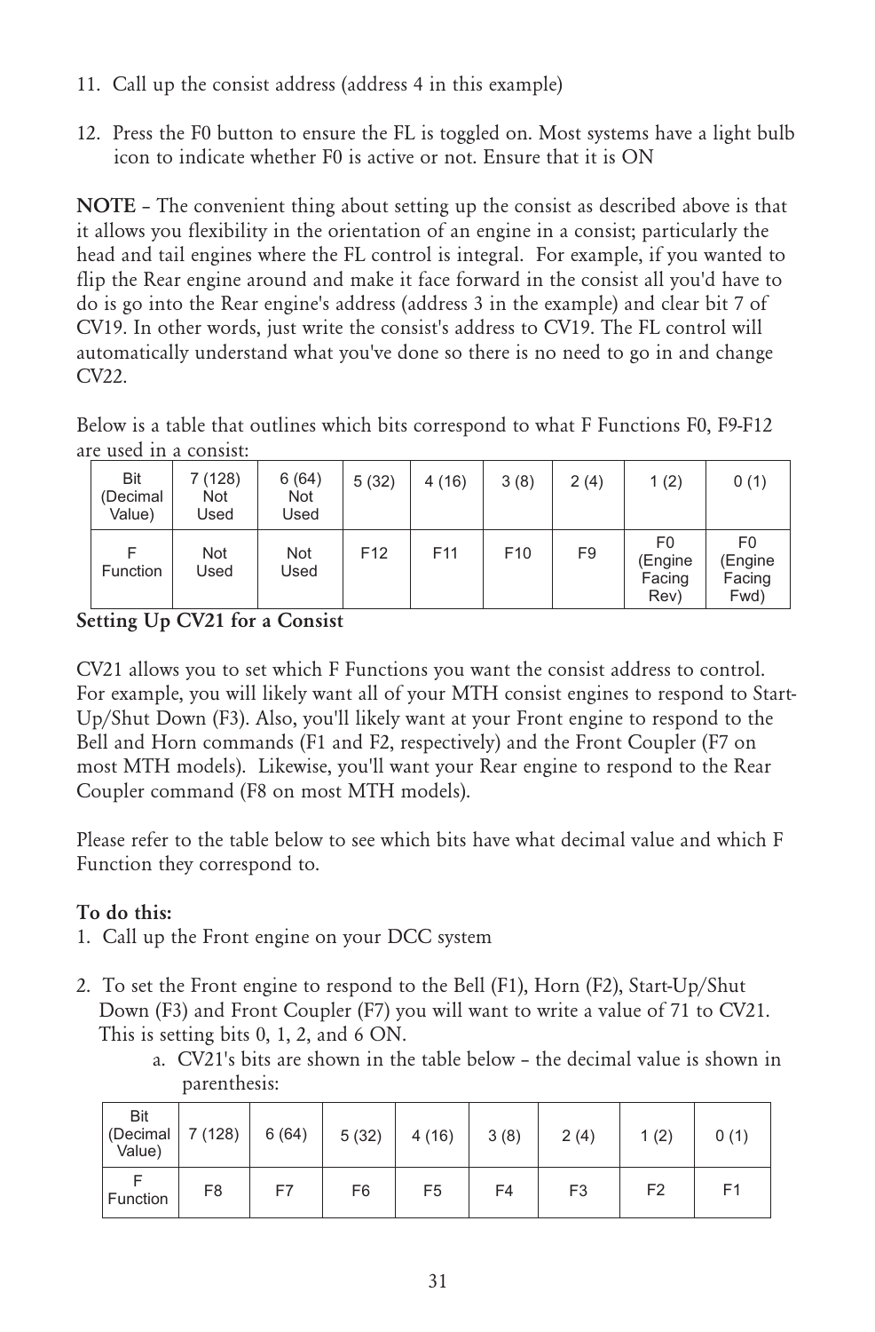11. Call up the consist address (address 4 in this example)

12. Press the F0 button to ensure the FL is toggled on. Most systems have a light bulb icon to indicate whether F0 is active or not. Ensure that it is ON

**NOTE** – The convenient thing about setting up the consist as described above is that it allows you flexibility in the orientation of an engine in a consist; particularly the head and tail engines where the FL control is integral. For example, if you wanted to flip the Rear engine around and make it face forward in the consist all you'd have to do is go into the Rear engine's address (address 3 in the example) and clear bit 7 of CV19. In other words, just write the consist's address to CV19. The FL control will automatically understand what you've done so there is no need to go in and change CV22.

Below is a table that outlines which bits correspond to what F Functions F0, F9-F12 are used in a consist:

| Bit (Decimal Value) | 7 (128) Not Used | 6 (64) Not Used | 5 (32) | 4 (16) | 3 (8) | 2 (4) | 1 (2) | 0 (1) |
|---|---|---|---|---|---|---|---|---|
| F Function | Not Used | Not Used | F12 | F11 | F10 | F9 | F0 (Engine Facing Rev) | F0 (Engine Facing Fwd) |

**Setting Up CV21 for a Consist**

CV21 allows you to set which F Functions you want the consist address to control. For example, you will likely want all of your MTH consist engines to respond to Start-Up/Shut Down (F3). Also, you'll likely want at your Front engine to respond to the Bell and Horn commands (F1 and F2, respectively) and the Front Coupler (F7 on most MTH models). Likewise, you'll want your Rear engine to respond to the Rear Coupler command (F8 on most MTH models).

Please refer to the table below to see which bits have what decimal value and which F Function they correspond to.

**To do this:**

1. Call up the Front engine on your DCC system

2. To set the Front engine to respond to the Bell (F1), Horn (F2), Start-Up/Shut Down (F3) and Front Coupler (F7) you will want to write a value of 71 to CV21. This is setting bits 0, 1, 2, and 6 ON.
   a. CV21's bits are shown in the table below – the decimal value is shown in parenthesis:

| Bit (Decimal Value) | 7 (128) | 6 (64) | 5 (32) | 4 (16) | 3 (8) | 2 (4) | 1 (2) | 0 (1) |
|---|---|---|---|---|---|---|---|---|
| F Function | F8 | F7 | F6 | F5 | F4 | F3 | F2 | F1 |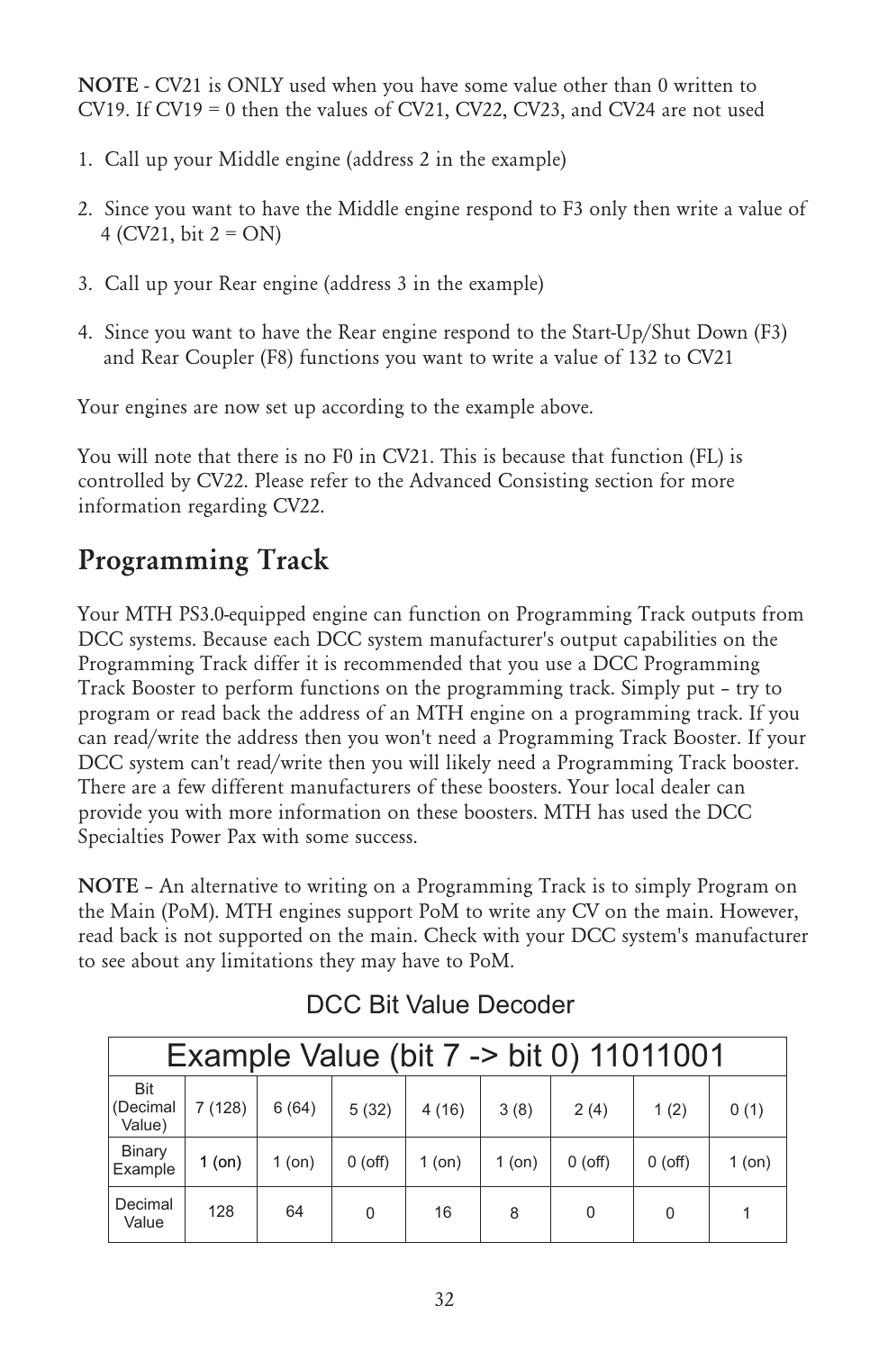**NOTE** - CV21 is ONLY used when you have some value other than 0 written to CV19. If CV19 = 0 then the values of CV21, CV22, CV23, and CV24 are not used

1. Call up your Middle engine (address 2 in the example)

2. Since you want to have the Middle engine respond to F3 only then write a value of 4 (CV21, bit 2 = ON)

3. Call up your Rear engine (address 3 in the example)

4. Since you want to have the Rear engine respond to the Start-Up/Shut Down (F3) and Rear Coupler (F8) functions you want to write a value of 132 to CV21

Your engines are now set up according to the example above.

You will note that there is no F0 in CV21. This is because that function (FL) is controlled by CV22. Please refer to the Advanced Consisting section for more information regarding CV22.

## Programming Track

Your MTH PS3.0-equipped engine can function on Programming Track outputs from DCC systems. Because each DCC system manufacturer's output capabilities on the Programming Track differ it is recommended that you use a DCC Programming Track Booster to perform functions on the programming track. Simply put – try to program or read back the address of an MTH engine on a programming track. If you can read/write the address then you won't need a Programming Track Booster. If your DCC system can't read/write then you will likely need a Programming Track booster. There are a few different manufacturers of these boosters. Your local dealer can provide you with more information on these boosters. MTH has used the DCC Specialties Power Pax with some success.

**NOTE** – An alternative to writing on a Programming Track is to simply Program on the Main (PoM). MTH engines support PoM to write any CV on the main. However, read back is not supported on the main. Check with your DCC system's manufacturer to see about any limitations they may have to PoM.

### DCC Bit Value Decoder

| Example Value (bit 7 -> bit 0) 11011001 | | | | | | | | |
|---|---|---|---|---|---|---|---|---|
| Bit (Decimal Value) | 7 (128) | 6 (64) | 5 (32) | 4 (16) | 3 (8) | 2 (4) | 1 (2) | 0 (1) |
| Binary Example | 1 (on) | 1 (on) | 0 (off) | 1 (on) | 1 (on) | 0 (off) | 0 (off) | 1 (on) |
| Decimal Value | 128 | 64 | 0 | 16 | 8 | 0 | 0 | 1 |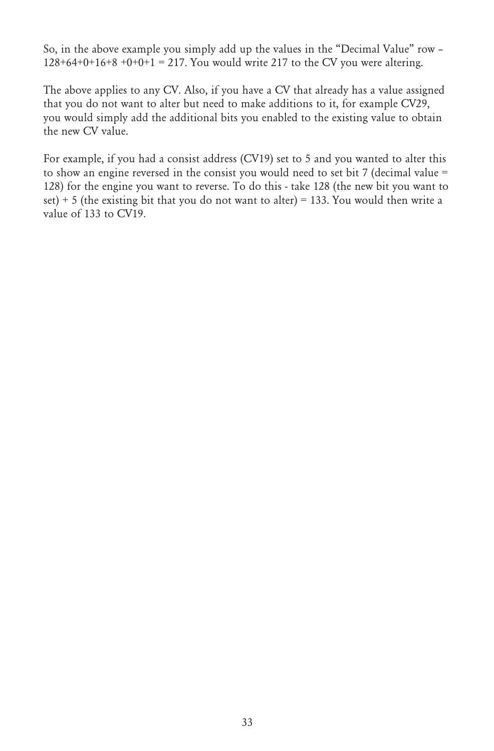So, in the above example you simply add up the values in the "Decimal Value" row – 128+64+0+16+8 +0+0+1 = 217. You would write 217 to the CV you were altering.

The above applies to any CV. Also, if you have a CV that already has a value assigned that you do not want to alter but need to make additions to it, for example CV29, you would simply add the additional bits you enabled to the existing value to obtain the new CV value.

For example, if you had a consist address (CV19) set to 5 and you wanted to alter this to show an engine reversed in the consist you would need to set bit 7 (decimal value = 128) for the engine you want to reverse. To do this - take 128 (the new bit you want to set) + 5 (the existing bit that you do not want to alter) = 133. You would then write a value of 133 to CV19.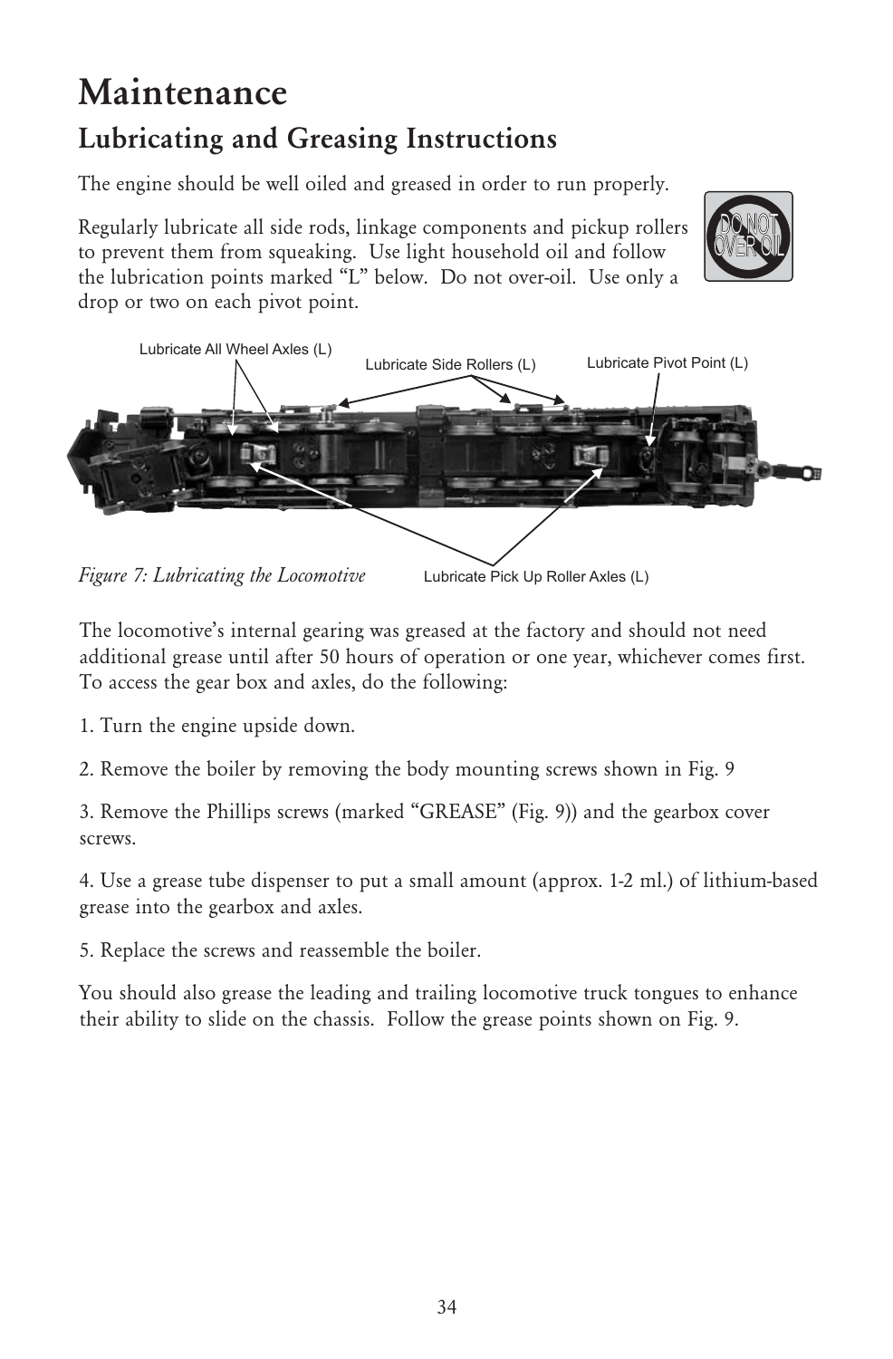# Maintenance

## Lubricating and Greasing Instructions

The engine should be well oiled and greased in order to run properly.

Regularly lubricate all side rods, linkage components and pickup rollers to prevent them from squeaking. Use light household oil and follow the lubrication points marked "L" below. Do not over-oil. Use only a drop or two on each pivot point.

DO NOT OVER OIL

Lubricate All Wheel Axles (L)

Lubricate Side Rollers (L)

Lubricate Pivot Point (L)

Lubricate Pick Up Roller Axles (L)

*Figure 7: Lubricating the Locomotive*

The locomotive's internal gearing was greased at the factory and should not need additional grease until after 50 hours of operation or one year, whichever comes first. To access the gear box and axles, do the following:

1. Turn the engine upside down.

2. Remove the boiler by removing the body mounting screws shown in Fig. 9

3. Remove the Phillips screws (marked "GREASE" (Fig. 9)) and the gearbox cover screws.

4. Use a grease tube dispenser to put a small amount (approx. 1-2 ml.) of lithium-based grease into the gearbox and axles.

5. Replace the screws and reassemble the boiler.

You should also grease the leading and trailing locomotive truck tongues to enhance their ability to slide on the chassis. Follow the grease points shown on Fig. 9.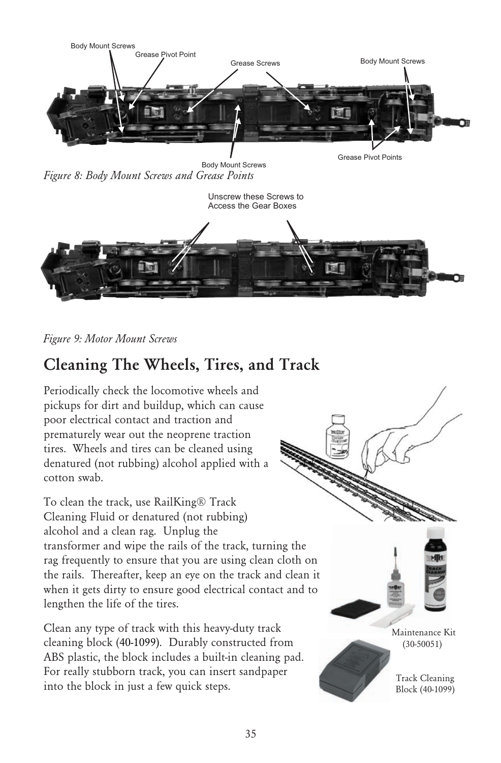*Figure 8: Body Mount Screws and Grease Points*

*Figure 9: Motor Mount Screws*

## Cleaning The Wheels, Tires, and Track

Periodically check the locomotive wheels and pickups for dirt and buildup, which can cause poor electrical contact and traction and prematurely wear out the neoprene traction tires. Wheels and tires can be cleaned using denatured (not rubbing) alcohol applied with a cotton swab.

To clean the track, use RailKing® Track Cleaning Fluid or denatured (not rubbing) alcohol and a clean rag. Unplug the transformer and wipe the rails of the track, turning the rag frequently to ensure that you are using clean cloth on the rails. Thereafter, keep an eye on the track and clean it when it gets dirty to ensure good electrical contact and to lengthen the life of the tires.

Clean any type of track with this heavy-duty track cleaning block (40-1099). Durably constructed from ABS plastic, the block includes a built-in cleaning pad. For really stubborn track, you can insert sandpaper into the block in just a few quick steps.

Maintenance Kit (30-50051)

Track Cleaning Block (40-1099)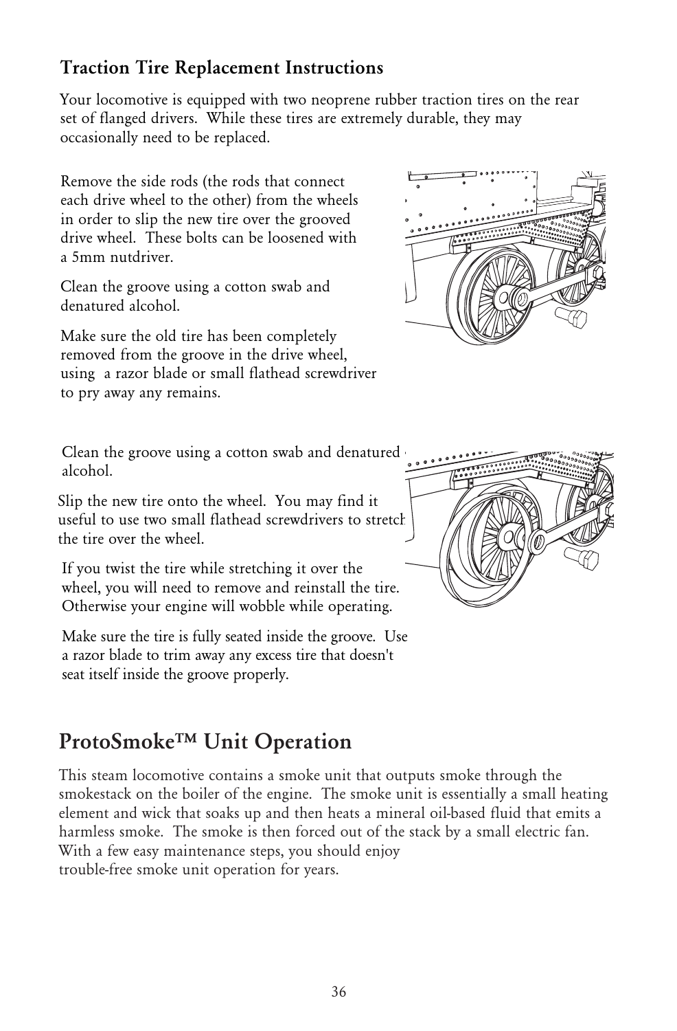## Traction Tire Replacement Instructions

Your locomotive is equipped with two neoprene rubber traction tires on the rear set of flanged drivers. While these tires are extremely durable, they may occasionally need to be replaced.

Remove the side rods (the rods that connect each drive wheel to the other) from the wheels in order to slip the new tire over the grooved drive wheel. These bolts can be loosened with a 5mm nutdriver.

Clean the groove using a cotton swab and denatured alcohol.

Make sure the old tire has been completely removed from the groove in the drive wheel, using a razor blade or small flathead screwdriver to pry away any remains.

Clean the groove using a cotton swab and denatured alcohol.

Slip the new tire onto the wheel. You may find it useful to use two small flathead screwdrivers to stretch the tire over the wheel.

If you twist the tire while stretching it over the wheel, you will need to remove and reinstall the tire. Otherwise your engine will wobble while operating.

Make sure the tire is fully seated inside the groove. Use a razor blade to trim away any excess tire that doesn't seat itself inside the groove properly.

# ProtoSmoke™ Unit Operation

This steam locomotive contains a smoke unit that outputs smoke through the smokestack on the boiler of the engine. The smoke unit is essentially a small heating element and wick that soaks up and then heats a mineral oil-based fluid that emits a harmless smoke. The smoke is then forced out of the stack by a small electric fan. With a few easy maintenance steps, you should enjoy trouble-free smoke unit operation for years.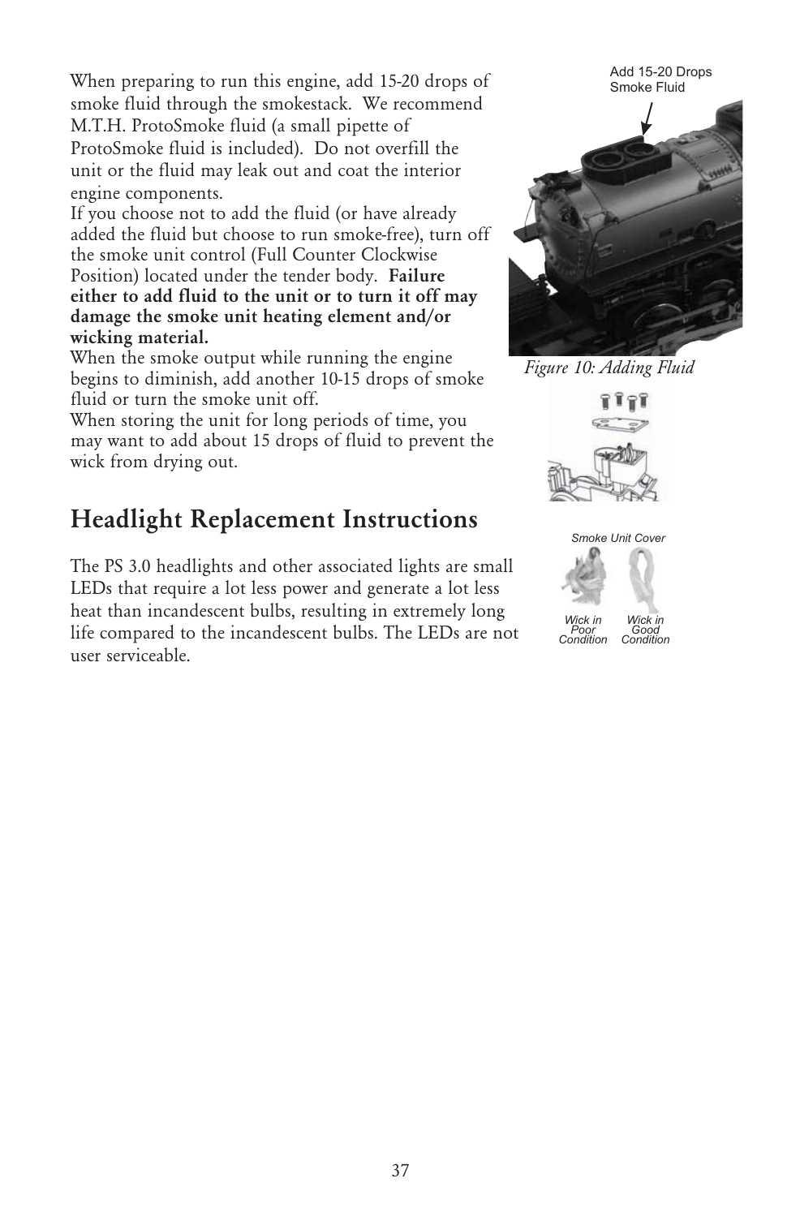When preparing to run this engine, add 15-20 drops of smoke fluid through the smokestack. We recommend M.T.H. ProtoSmoke fluid (a small pipette of ProtoSmoke fluid is included). Do not overfill the unit or the fluid may leak out and coat the interior engine components.

If you choose not to add the fluid (or have already added the fluid but choose to run smoke-free), turn off the smoke unit control (Full Counter Clockwise Position) located under the tender body. **Failure either to add fluid to the unit or to turn it off may damage the smoke unit heating element and/or wicking material.**

When the smoke output while running the engine begins to diminish, add another 10-15 drops of smoke fluid or turn the smoke unit off.

When storing the unit for long periods of time, you may want to add about 15 drops of fluid to prevent the wick from drying out.

Add 15-20 Drops Smoke Fluid

*Figure 10: Adding Fluid*

Smoke Unit Cover

Wick in Poor Condition

Wick in Good Condition

# Headlight Replacement Instructions

The PS 3.0 headlights and other associated lights are small LEDs that require a lot less power and generate a lot less heat than incandescent bulbs, resulting in extremely long life compared to the incandescent bulbs. The LEDs are not user serviceable.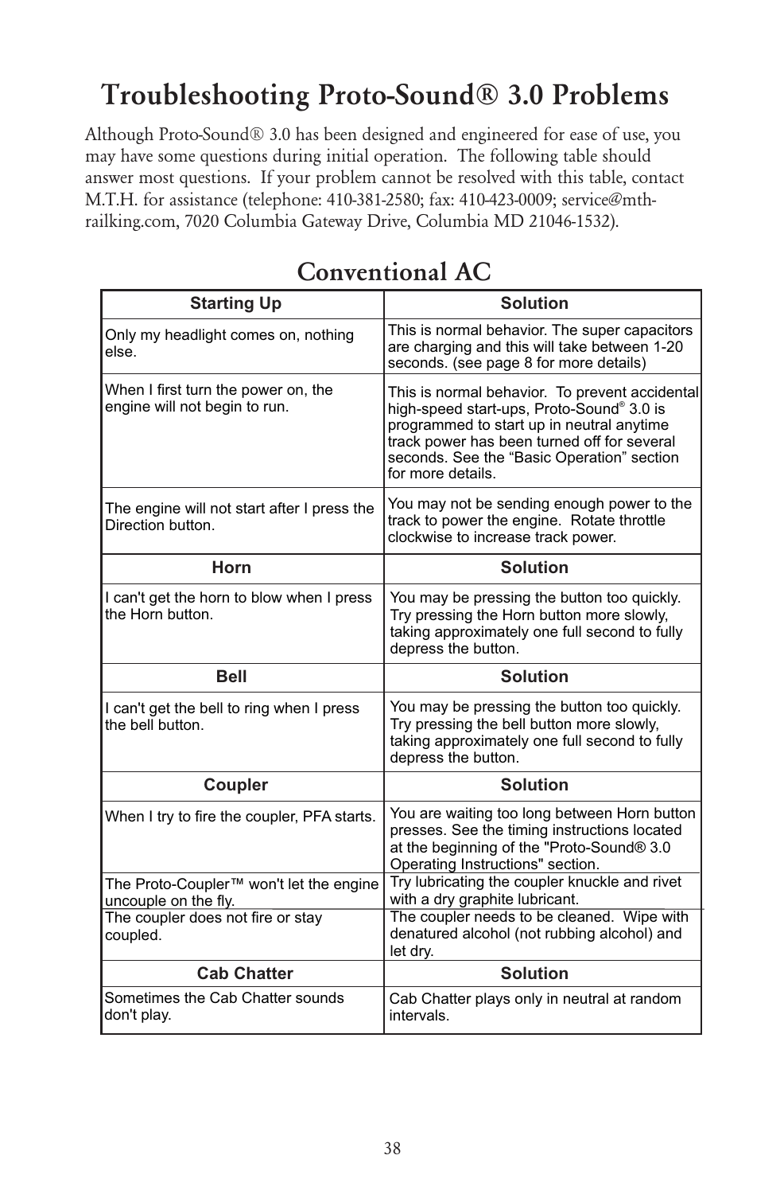# Troubleshooting Proto-Sound® 3.0 Problems

Although Proto-Sound® 3.0 has been designed and engineered for ease of use, you may have some questions during initial operation. The following table should answer most questions. If your problem cannot be resolved with this table, contact M.T.H. for assistance (telephone: 410-381-2580; fax: 410-423-0009; service@mth-railking.com, 7020 Columbia Gateway Drive, Columbia MD 21046-1532).

## Conventional AC

| Starting Up | Solution |
|---|---|
| Only my headlight comes on, nothing else. | This is normal behavior. The super capacitors are charging and this will take between 1-20 seconds. (see page 8 for more details) |
| When I first turn the power on, the engine will not begin to run. | This is normal behavior. To prevent accidental high-speed start-ups, Proto-Sound® 3.0 is programmed to start up in neutral anytime track power has been turned off for several seconds. See the “Basic Operation” section for more details. |
| The engine will not start after I press the Direction button. | You may not be sending enough power to the track to power the engine. Rotate throttle clockwise to increase track power. |
| **Horn** | **Solution** |
| I can't get the horn to blow when I press the Horn button. | You may be pressing the button too quickly. Try pressing the Horn button more slowly, taking approximately one full second to fully depress the button. |
| **Bell** | **Solution** |
| I can't get the bell to ring when I press the bell button. | You may be pressing the button too quickly. Try pressing the bell button more slowly, taking approximately one full second to fully depress the button. |
| **Coupler** | **Solution** |
| When I try to fire the coupler, PFA starts. | You are waiting too long between Horn button presses. See the timing instructions located at the beginning of the "Proto-Sound® 3.0 Operating Instructions" section. |
| The Proto-Coupler™ won't let the engine uncouple on the fly. | Try lubricating the coupler knuckle and rivet with a dry graphite lubricant. |
| The coupler does not fire or stay coupled. | The coupler needs to be cleaned. Wipe with denatured alcohol (not rubbing alcohol) and let dry. |
| **Cab Chatter** | **Solution** |
| Sometimes the Cab Chatter sounds don't play. | Cab Chatter plays only in neutral at random intervals. |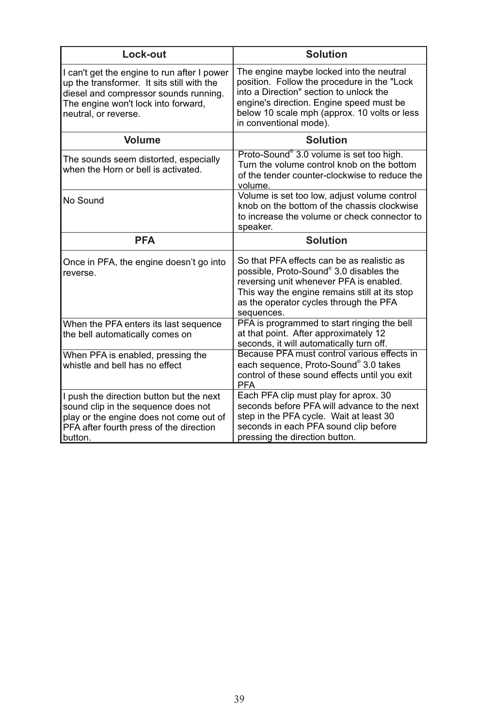| Lock-out | Solution |
|---|---|
| I can't get the engine to run after I power up the transformer. It sits still with the diesel and compressor sounds running. The engine won't lock into forward, neutral, or reverse. | The engine maybe locked into the neutral position. Follow the procedure in the "Lock into a Direction" section to unlock the engine's direction. Engine speed must be below 10 scale mph (approx. 10 volts or less in conventional mode). |
| **Volume** | **Solution** |
| The sounds seem distorted, especially when the Horn or bell is activated. | Proto-Sound® 3.0 volume is set too high. Turn the volume control knob on the bottom of the tender counter-clockwise to reduce the volume. |
| No Sound | Volume is set too low, adjust volume control knob on the bottom of the chassis clockwise to increase the volume or check connector to speaker. |
| **PFA** | **Solution** |
| Once in PFA, the engine doesn't go into reverse. | So that PFA effects can be as realistic as possible, Proto-Sound® 3.0 disables the reversing unit whenever PFA is enabled. This way the engine remains still at its stop as the operator cycles through the PFA sequences. |
| When the PFA enters its last sequence the bell automatically comes on | PFA is programmed to start ringing the bell at that point. After approximately 12 seconds, it will automatically turn off. |
| When PFA is enabled, pressing the whistle and bell has no effect | Because PFA must control various effects in each sequence, Proto-Sound® 3.0 takes control of these sound effects until you exit PFA |
| I push the direction button but the next sound clip in the sequence does not play or the engine does not come out of PFA after fourth press of the direction button. | Each PFA clip must play for aprox. 30 seconds before PFA will advance to the next step in the PFA cycle. Wait at least 30 seconds in each PFA sound clip before pressing the direction button. |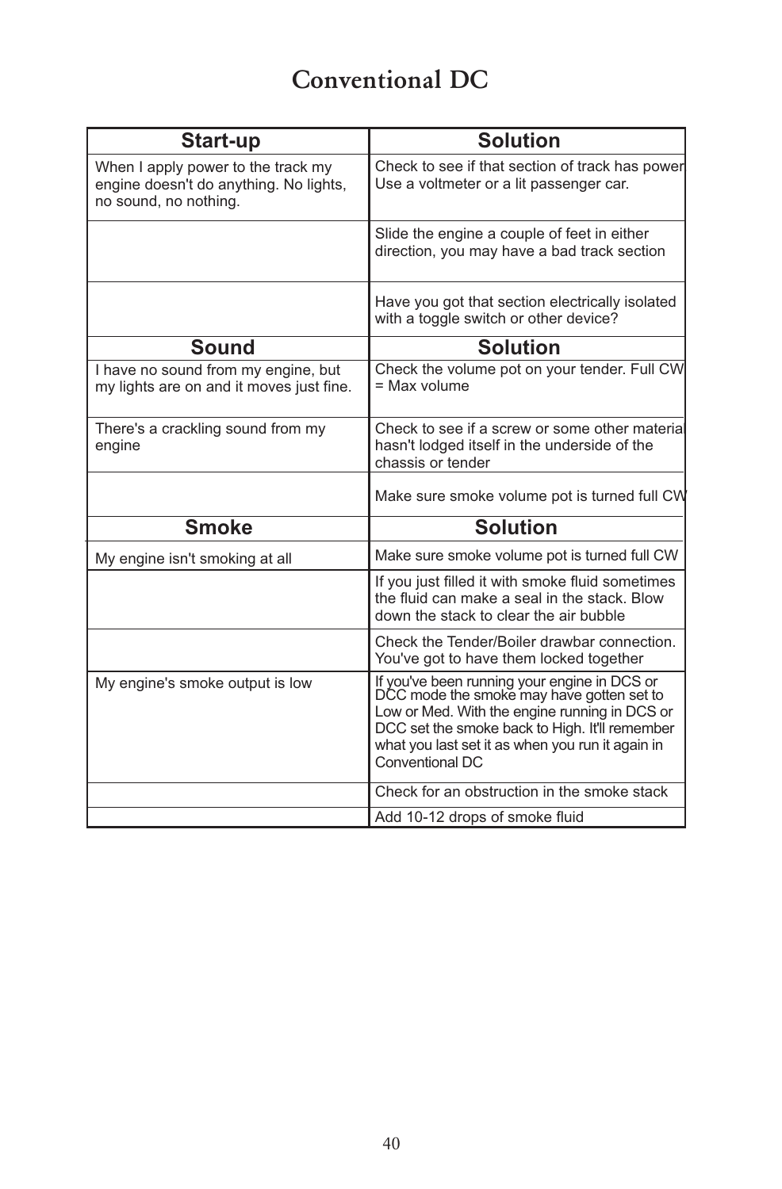# Conventional DC

| Start-up | Solution |
|---|---|
| When I apply power to the track my engine doesn't do anything. No lights, no sound, no nothing. | Check to see if that section of track has power Use a voltmeter or a lit passenger car. |
| | Slide the engine a couple of feet in either direction, you may have a bad track section |
| | Have you got that section electrically isolated with a toggle switch or other device? |
| **Sound** | **Solution** |
| I have no sound from my engine, but my lights are on and it moves just fine. | Check the volume pot on your tender. Full CW = Max volume |
| There's a crackling sound from my engine | Check to see if a screw or some other material hasn't lodged itself in the underside of the chassis or tender |
| | Make sure smoke volume pot is turned full CW |
| **Smoke** | **Solution** |
| My engine isn't smoking at all | Make sure smoke volume pot is turned full CW |
| | If you just filled it with smoke fluid sometimes the fluid can make a seal in the stack. Blow down the stack to clear the air bubble |
| | Check the Tender/Boiler drawbar connection. You've got to have them locked together |
| My engine's smoke output is low | If you've been running your engine in DCS or DCC mode the smoke may have gotten set to Low or Med. With the engine running in DCS or DCC set the smoke back to High. It'll remember what you last set it as when you run it again in Conventional DC |
| | Check for an obstruction in the smoke stack |
| | Add 10-12 drops of smoke fluid |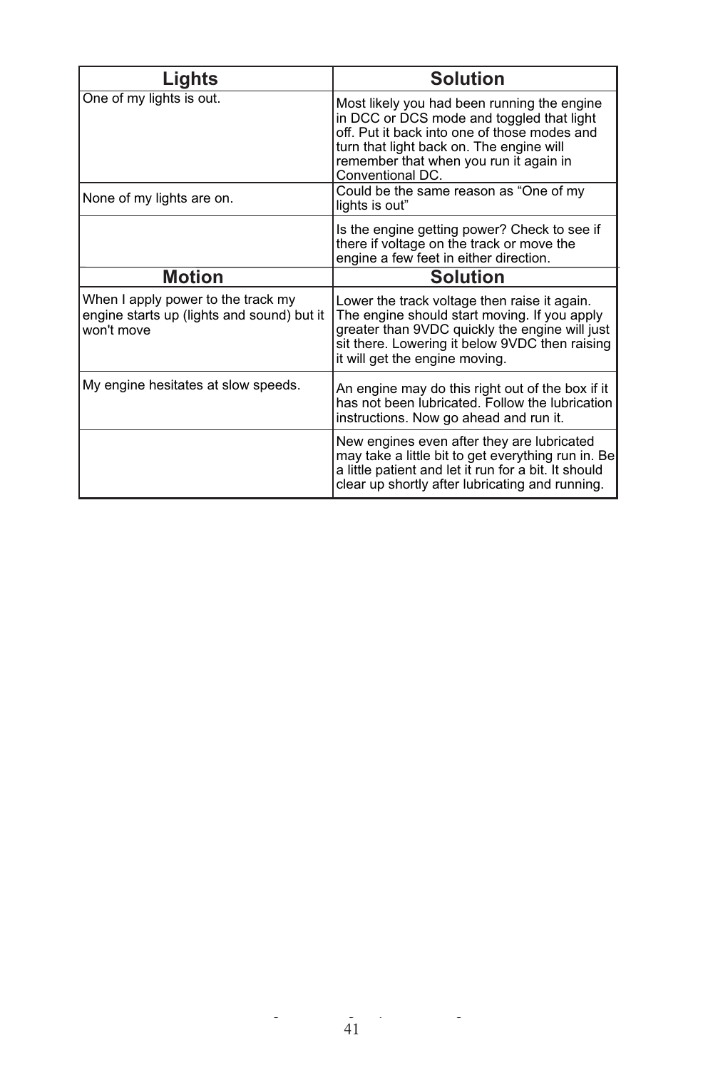| Lights | Solution |
| --- | --- |
| One of my lights is out. | Most likely you had been running the engine in DCC or DCS mode and toggled that light off. Put it back into one of those modes and turn that light back on. The engine will remember that when you run it again in Conventional DC. |
| None of my lights are on. | Could be the same reason as “One of my lights is out” |
| | Is the engine getting power? Check to see if there if voltage on the track or move the engine a few feet in either direction. |
| **Motion** | **Solution** |
| When I apply power to the track my engine starts up (lights and sound) but it won't move | Lower the track voltage then raise it again. The engine should start moving. If you apply greater than 9VDC quickly the engine will just sit there. Lowering it below 9VDC then raising it will get the engine moving. |
| My engine hesitates at slow speeds. | An engine may do this right out of the box if it has not been lubricated. Follow the lubrication instructions. Now go ahead and run it. |
| | New engines even after they are lubricated may take a little bit to get everything run in. Be a little patient and let it run for a bit. It should clear up shortly after lubricating and running. |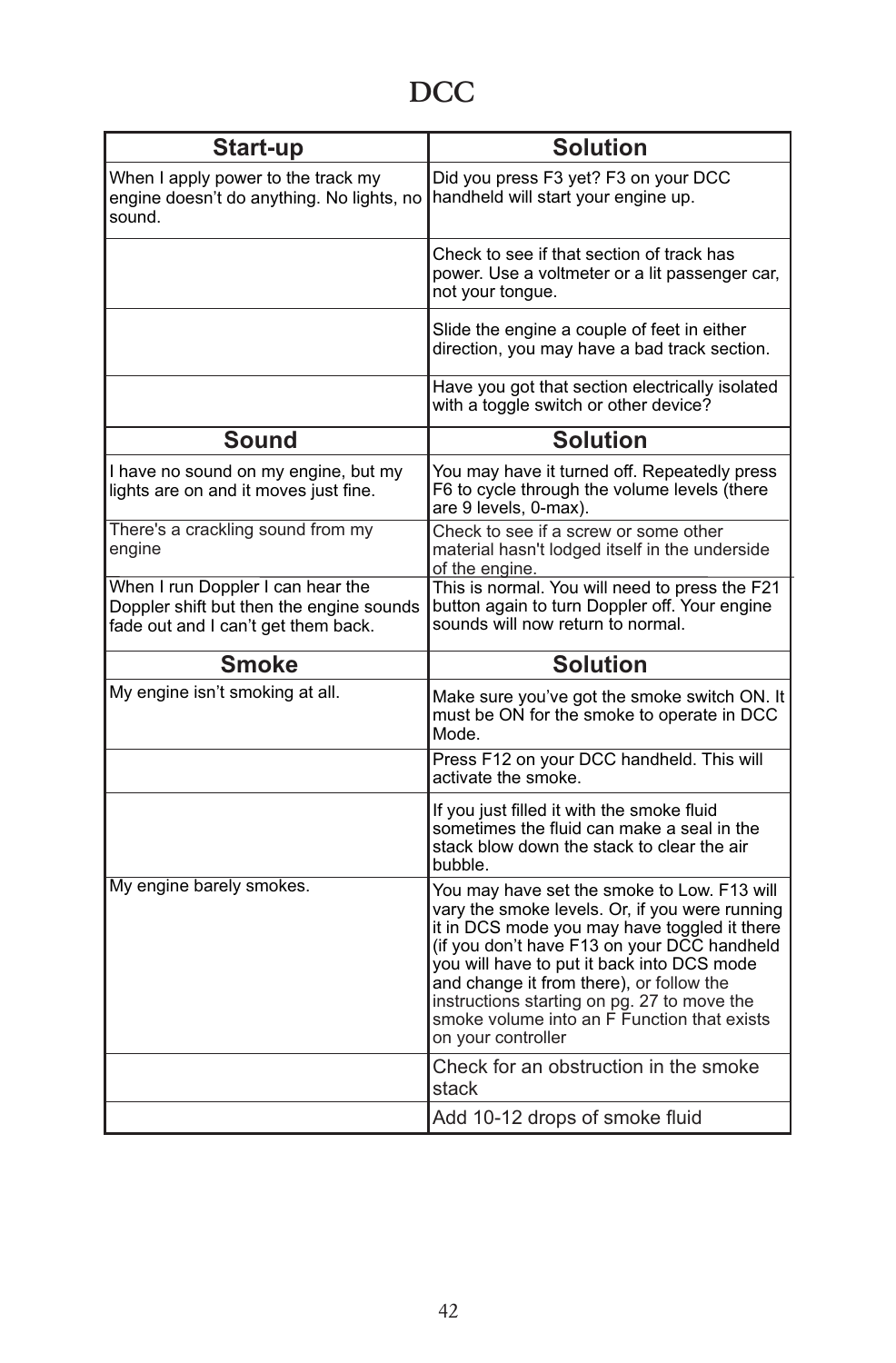# DCC

| Start-up | Solution |
|---|---|
| When I apply power to the track my engine doesn't do anything. No lights, no sound. | Did you press F3 yet? F3 on your DCC handheld will start your engine up. |
| | Check to see if that section of track has power. Use a voltmeter or a lit passenger car, not your tongue. |
| | Slide the engine a couple of feet in either direction, you may have a bad track section. |
| | Have you got that section electrically isolated with a toggle switch or other device? |
| **Sound** | **Solution** |
| I have no sound on my engine, but my lights are on and it moves just fine. | You may have it turned off. Repeatedly press F6 to cycle through the volume levels (there are 9 levels, 0-max). |
| There's a crackling sound from my engine | Check to see if a screw or some other material hasn't lodged itself in the underside of the engine. |
| When I run Doppler I can hear the Doppler shift but then the engine sounds fade out and I can't get them back. | This is normal. You will need to press the F21 button again to turn Doppler off. Your engine sounds will now return to normal. |
| **Smoke** | **Solution** |
| My engine isn't smoking at all. | Make sure you've got the smoke switch ON. It must be ON for the smoke to operate in DCC Mode. |
| | Press F12 on your DCC handheld. This will activate the smoke. |
| | If you just filled it with the smoke fluid sometimes the fluid can make a seal in the stack blow down the stack to clear the air bubble. |
| My engine barely smokes. | You may have set the smoke to Low. F13 will vary the smoke levels. Or, if you were running it in DCS mode you may have toggled it there (if you don't have F13 on your DCC handheld you will have to put it back into DCS mode and change it from there), or follow the instructions starting on pg. 27 to move the smoke volume into an F Function that exists on your controller |
| | Check for an obstruction in the smoke stack |
| | Add 10-12 drops of smoke fluid |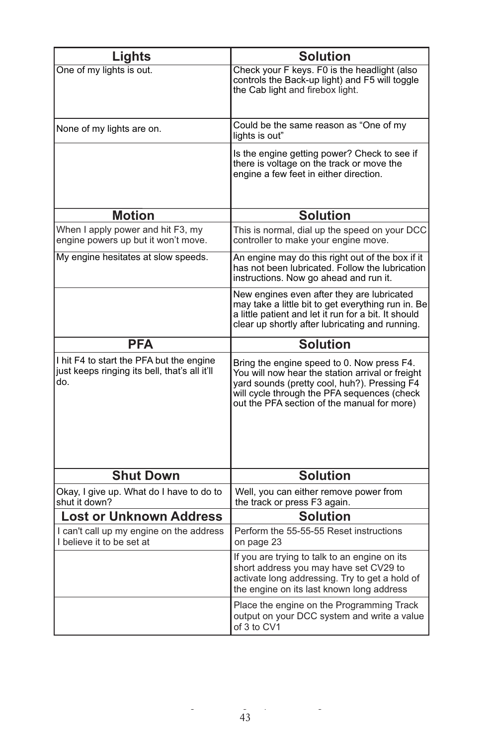| Lights | Solution |
|---|---|
| One of my lights is out. | Check your F keys. F0 is the headlight (also controls the Back-up light) and F5 will toggle the Cab light and firebox light. |
| None of my lights are on. | Could be the same reason as “One of my lights is out” |
| | Is the engine getting power? Check to see if there is voltage on the track or move the engine a few feet in either direction. |

| Motion | Solution |
|---|---|
| When I apply power and hit F3, my engine powers up but it won’t move. | This is normal, dial up the speed on your DCC controller to make your engine move. |
| My engine hesitates at slow speeds. | An engine may do this right out of the box if it has not been lubricated. Follow the lubrication instructions. Now go ahead and run it. |
| | New engines even after they are lubricated may take a little bit to get everything run in. Be a little patient and let it run for a bit. It should clear up shortly after lubricating and running. |

| PFA | Solution |
|---|---|
| I hit F4 to start the PFA but the engine just keeps ringing its bell, that’s all it’ll do. | Bring the engine speed to 0. Now press F4. You will now hear the station arrival or freight yard sounds (pretty cool, huh?). Pressing F4 will cycle through the PFA sequences (check out the PFA section of the manual for more) |

| Shut Down | Solution |
|---|---|
| Okay, I give up. What do I have to do to shut it down? | Well, you can either remove power from the track or press F3 again. |

| Lost or Unknown Address | Solution |
|---|---|
| I can't call up my engine on the address I believe it to be set at | Perform the 55-55-55 Reset instructions on page 23 |
| | If you are trying to talk to an engine on its short address you may have set CV29 to activate long addressing. Try to get a hold of the engine on its last known long address |
| | Place the engine on the Programming Track output on your DCC system and write a value of 3 to CV1 |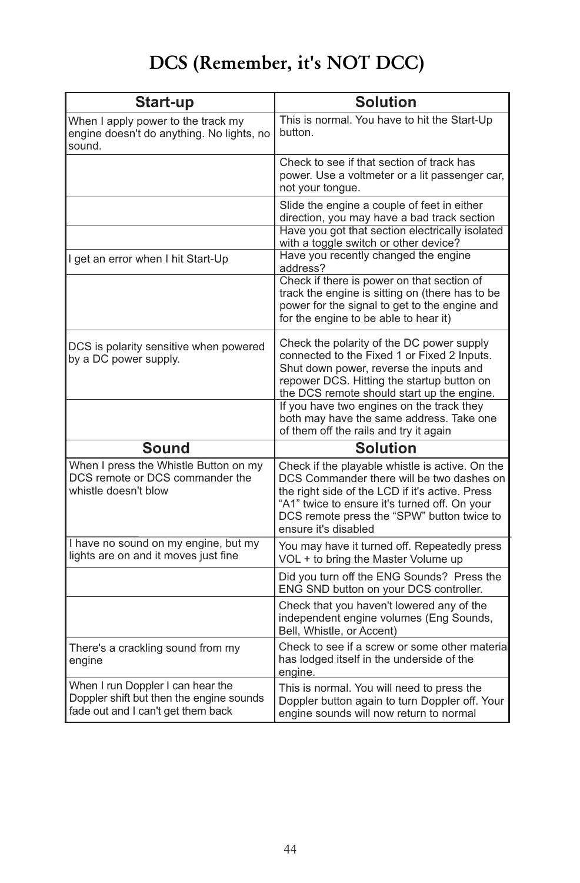# DCS (Remember, it's NOT DCC)

| Start-up | Solution |
|---|---|
| When I apply power to the track my engine doesn't do anything. No lights, no sound. | This is normal. You have to hit the Start-Up button. |
| | Check to see if that section of track has power. Use a voltmeter or a lit passenger car, not your tongue. |
| | Slide the engine a couple of feet in either direction, you may have a bad track section |
| | Have you got that section electrically isolated with a toggle switch or other device? |
| I get an error when I hit Start-Up | Have you recently changed the engine address? |
| | Check if there is power on that section of track the engine is sitting on (there has to be power for the signal to get to the engine and for the engine to be able to hear it) |
| DCS is polarity sensitive when powered by a DC power supply. | Check the polarity of the DC power supply connected to the Fixed 1 or Fixed 2 Inputs. Shut down power, reverse the inputs and repower DCS. Hitting the startup button on the DCS remote should start up the engine. |
| | If you have two engines on the track they both may have the same address. Take one of them off the rails and try it again |
| **Sound** | **Solution** |
| When I press the Whistle Button on my DCS remote or DCS commander the whistle doesn't blow | Check if the playable whistle is active. On the DCS Commander there will be two dashes on the right side of the LCD if it's active. Press "A1" twice to ensure it's turned off. On your DCS remote press the "SPW" button twice to ensure it's disabled |
| I have no sound on my engine, but my lights are on and it moves just fine | You may have it turned off. Repeatedly press VOL + to bring the Master Volume up |
| | Did you turn off the ENG Sounds? Press the ENG SND button on your DCS controller. |
| | Check that you haven't lowered any of the independent engine volumes (Eng Sounds, Bell, Whistle, or Accent) |
| There's a crackling sound from my engine | Check to see if a screw or some other material has lodged itself in the underside of the engine. |
| When I run Doppler I can hear the Doppler shift but then the engine sounds fade out and I can't get them back | This is normal. You will need to press the Doppler button again to turn Doppler off. Your engine sounds will now return to normal |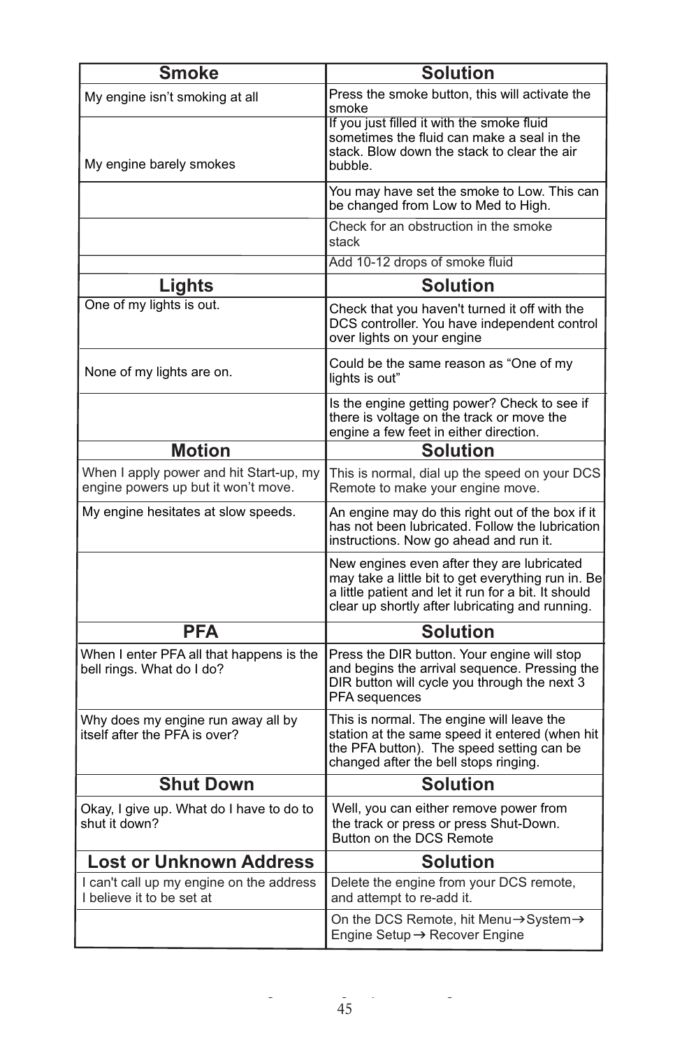| Smoke | Solution |
|---|---|
| My engine isn't smoking at all | Press the smoke button, this will activate the smoke |
| My engine barely smokes | If you just filled it with the smoke fluid sometimes the fluid can make a seal in the stack. Blow down the stack to clear the air bubble. |
| | You may have set the smoke to Low. This can be changed from Low to Med to High. |
| | Check for an obstruction in the smoke stack |
| | Add 10-12 drops of smoke fluid |
| **Lights** | **Solution** |
| One of my lights is out. | Check that you haven't turned it off with the DCS controller. You have independent control over lights on your engine |
| None of my lights are on. | Could be the same reason as "One of my lights is out" |
| | Is the engine getting power? Check to see if there is voltage on the track or move the engine a few feet in either direction. |
| **Motion** | **Solution** |
| When I apply power and hit Start-up, my engine powers up but it won't move. | This is normal, dial up the speed on your DCS Remote to make your engine move. |
| My engine hesitates at slow speeds. | An engine may do this right out of the box if it has not been lubricated. Follow the lubrication instructions. Now go ahead and run it. |
| | New engines even after they are lubricated may take a little bit to get everything run in. Be a little patient and let it run for a bit. It should clear up shortly after lubricating and running. |
| **PFA** | **Solution** |
| When I enter PFA all that happens is the bell rings. What do I do? | Press the DIR button. Your engine will stop and begins the arrival sequence. Pressing the DIR button will cycle you through the next 3 PFA sequences |
| Why does my engine run away all by itself after the PFA is over? | This is normal. The engine will leave the station at the same speed it entered (when hit the PFA button). The speed setting can be changed after the bell stops ringing. |
| **Shut Down** | **Solution** |
| Okay, I give up. What do I have to do to shut it down? | Well, you can either remove power from the track or press or press Shut-Down. Button on the DCS Remote |
| **Lost or Unknown Address** | **Solution** |
| I can't call up my engine on the address I believe it to be set at | Delete the engine from your DCS remote, and attempt to re-add it. |
| | On the DCS Remote, hit Menu→System→ Engine Setup → Recover Engine |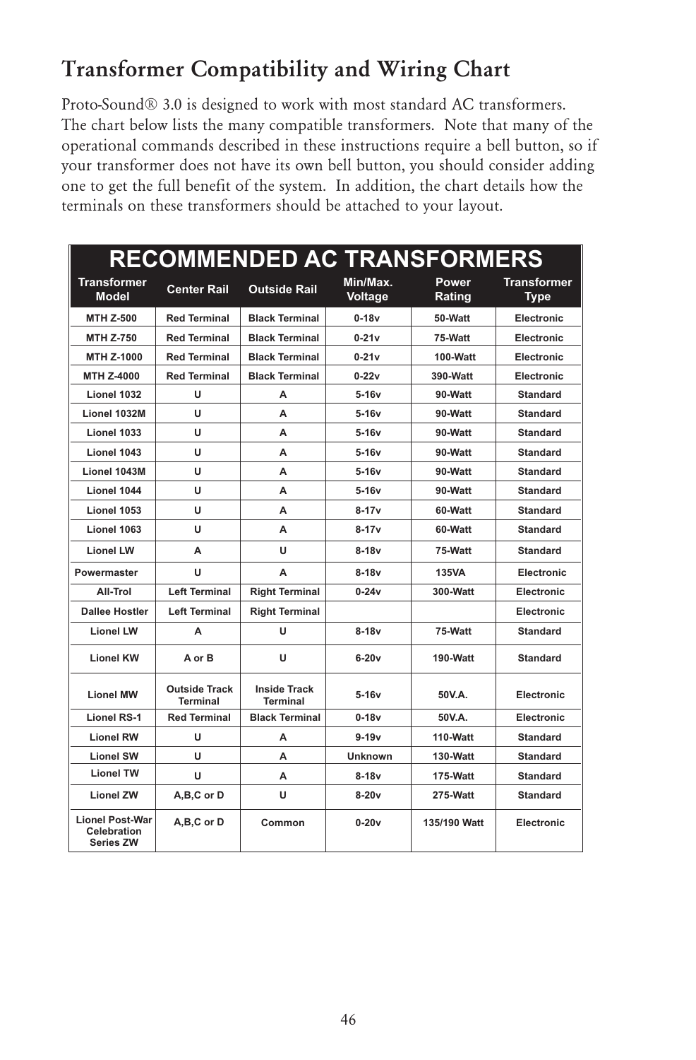# Transformer Compatibility and Wiring Chart

Proto-Sound® 3.0 is designed to work with most standard AC transformers. The chart below lists the many compatible transformers. Note that many of the operational commands described in these instructions require a bell button, so if your transformer does not have its own bell button, you should consider adding one to get the full benefit of the system. In addition, the chart details how the terminals on these transformers should be attached to your layout.

## RECOMMENDED AC TRANSFORMERS

| Transformer Model | Center Rail | Outside Rail | Min/Max. Voltage | Power Rating | Transformer Type |
|---|---|---|---|---|---|
| MTH Z-500 | Red Terminal | Black Terminal | 0-18v | 50-Watt | Electronic |
| MTH Z-750 | Red Terminal | Black Terminal | 0-21v | 75-Watt | Electronic |
| MTH Z-1000 | Red Terminal | Black Terminal | 0-21v | 100-Watt | Electronic |
| MTH Z-4000 | Red Terminal | Black Terminal | 0-22v | 390-Watt | Electronic |
| Lionel 1032 | U | A | 5-16v | 90-Watt | Standard |
| Lionel 1032M | U | A | 5-16v | 90-Watt | Standard |
| Lionel 1033 | U | A | 5-16v | 90-Watt | Standard |
| Lionel 1043 | U | A | 5-16v | 90-Watt | Standard |
| Lionel 1043M | U | A | 5-16v | 90-Watt | Standard |
| Lionel 1044 | U | A | 5-16v | 90-Watt | Standard |
| Lionel 1053 | U | A | 8-17v | 60-Watt | Standard |
| Lionel 1063 | U | A | 8-17v | 60-Watt | Standard |
| Lionel LW | A | U | 8-18v | 75-Watt | Standard |
| Powermaster | U | A | 8-18v | 135VA | Electronic |
| All-Trol | Left Terminal | Right Terminal | 0-24v | 300-Watt | Electronic |
| Dallee Hostler | Left Terminal | Right Terminal | | | Electronic |
| Lionel LW | A | U | 8-18v | 75-Watt | Standard |
| Lionel KW | A or B | U | 6-20v | 190-Watt | Standard |
| Lionel MW | Outside Track Terminal | Inside Track Terminal | 5-16v | 50V.A. | Electronic |
| Lionel RS-1 | Red Terminal | Black Terminal | 0-18v | 50V.A. | Electronic |
| Lionel RW | U | A | 9-19v | 110-Watt | Standard |
| Lionel SW | U | A | Unknown | 130-Watt | Standard |
| Lionel TW | U | A | 8-18v | 175-Watt | Standard |
| Lionel ZW | A,B,C or D | U | 8-20v | 275-Watt | Standard |
| Lionel Post-War Celebration Series ZW | A,B,C or D | Common | 0-20v | 135/190 Watt | Electronic |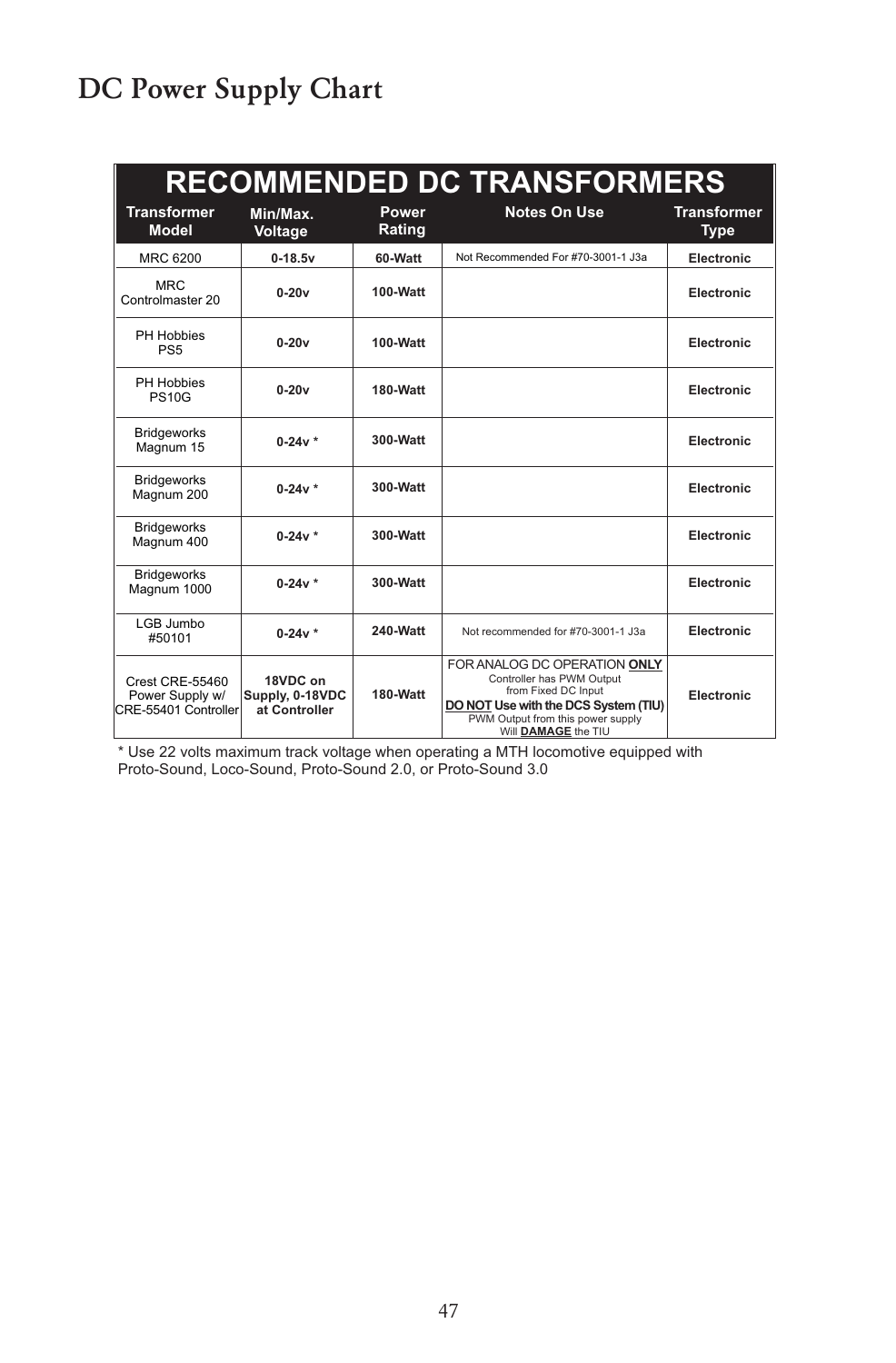# DC Power Supply Chart

| RECOMMENDED DC TRANSFORMERS | | | | |
|---|---|---|---|---|
| **Transformer Model** | **Min/Max. Voltage** | **Power Rating** | **Notes On Use** | **Transformer Type** |
| MRC 6200 | **0-18.5v** | **60-Watt** | Not Recommended For #70-3001-1 J3a | **Electronic** |
| MRC Controlmaster 20 | **0-20v** | **100-Watt** | | **Electronic** |
| PH Hobbies PS5 | **0-20v** | **100-Watt** | | **Electronic** |
| PH Hobbies PS10G | **0-20v** | **180-Watt** | | **Electronic** |
| Bridgeworks Magnum 15 | **0-24v *** | **300-Watt** | | **Electronic** |
| Bridgeworks Magnum 200 | **0-24v *** | **300-Watt** | | **Electronic** |
| Bridgeworks Magnum 400 | **0-24v *** | **300-Watt** | | **Electronic** |
| Bridgeworks Magnum 1000 | **0-24v *** | **300-Watt** | | **Electronic** |
| LGB Jumbo #50101 | **0-24v *** | **240-Watt** | Not recommended for #70-3001-1 J3a | **Electronic** |
| Crest CRE-55460 Power Supply w/ CRE-55401 Controller | **18VDC on Supply, 0-18VDC at Controller** | **180-Watt** | FOR ANALOG DC OPERATION **ONLY** Controller has PWM Output from Fixed DC Input **DO NOT Use with the DCS System (TIU)** PWM Output from this power supply Will **DAMAGE** the TIU | **Electronic** |

* Use 22 volts maximum track voltage when operating a MTH locomotive equipped with Proto-Sound, Loco-Sound, Proto-Sound 2.0, or Proto-Sound 3.0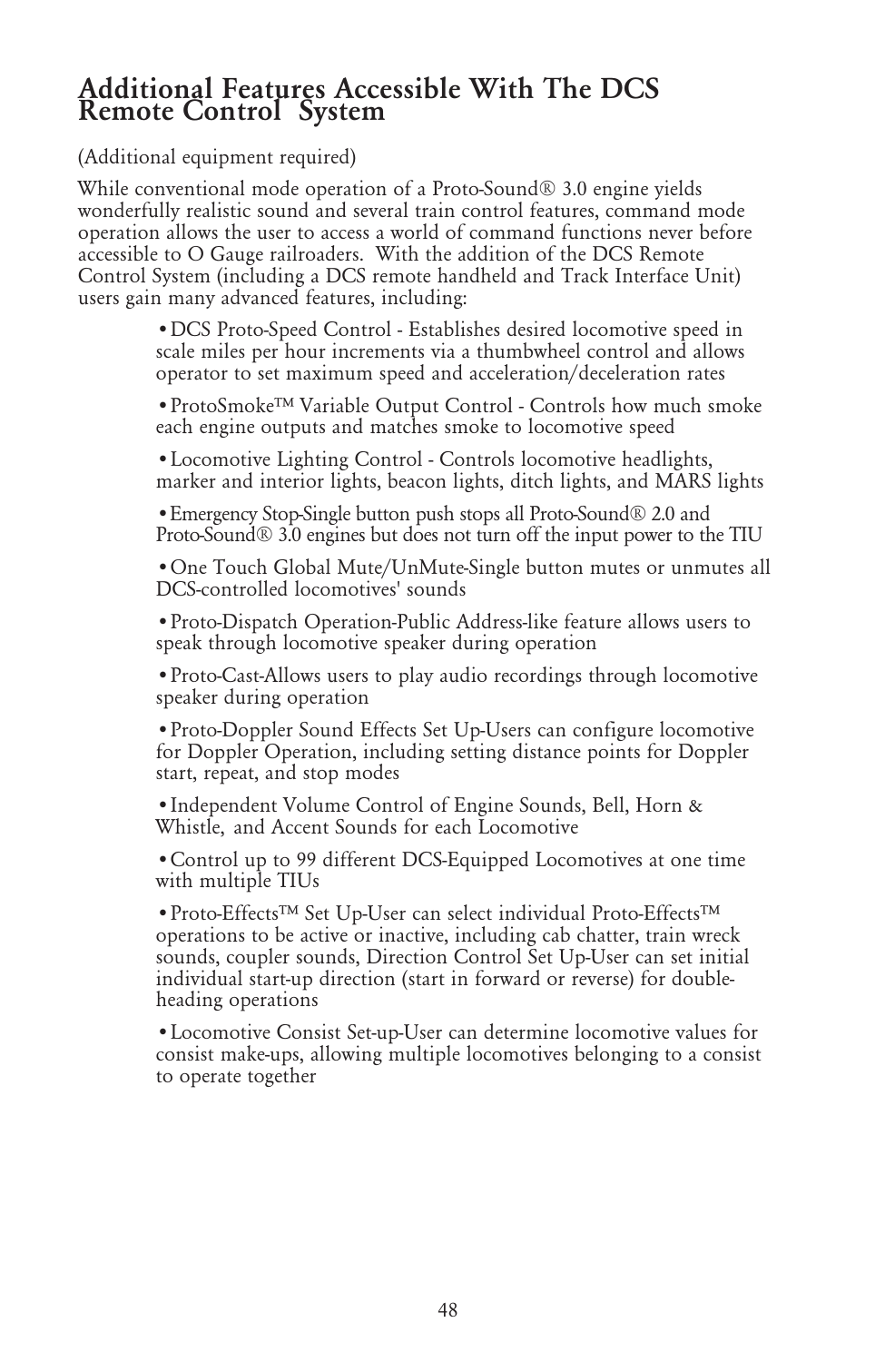## Additional Features Accessible With The DCS Remote Control System

(Additional equipment required)

While conventional mode operation of a Proto-Sound® 3.0 engine yields wonderfully realistic sound and several train control features, command mode operation allows the user to access a world of command functions never before accessible to O Gauge railroaders. With the addition of the DCS Remote Control System (including a DCS remote handheld and Track Interface Unit) users gain many advanced features, including:

- DCS Proto-Speed Control - Establishes desired locomotive speed in scale miles per hour increments via a thumbwheel control and allows operator to set maximum speed and acceleration/deceleration rates
- ProtoSmoke™ Variable Output Control - Controls how much smoke each engine outputs and matches smoke to locomotive speed
- Locomotive Lighting Control - Controls locomotive headlights, marker and interior lights, beacon lights, ditch lights, and MARS lights
- Emergency Stop-Single button push stops all Proto-Sound® 2.0 and Proto-Sound® 3.0 engines but does not turn off the input power to the TIU
- One Touch Global Mute/UnMute-Single button mutes or unmutes all DCS-controlled locomotives' sounds
- Proto-Dispatch Operation-Public Address-like feature allows users to speak through locomotive speaker during operation
- Proto-Cast-Allows users to play audio recordings through locomotive speaker during operation
- Proto-Doppler Sound Effects Set Up-Users can configure locomotive for Doppler Operation, including setting distance points for Doppler start, repeat, and stop modes
- Independent Volume Control of Engine Sounds, Bell, Horn & Whistle, and Accent Sounds for each Locomotive
- Control up to 99 different DCS-Equipped Locomotives at one time with multiple TIUs
- Proto-Effects™ Set Up-User can select individual Proto-Effects™ operations to be active or inactive, including cab chatter, train wreck sounds, coupler sounds, Direction Control Set Up-User can set initial individual start-up direction (start in forward or reverse) for double-heading operations
- Locomotive Consist Set-up-User can determine locomotive values for consist make-ups, allowing multiple locomotives belonging to a consist to operate together